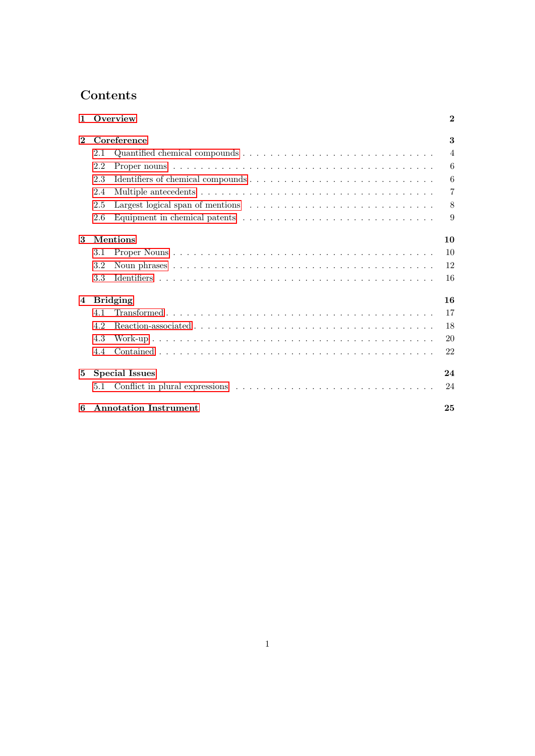# Contents

**1 Overview** **2**

**2 Coreference** **3**

- 2.1 Quantified chemical compounds . . . . . . . . . . . . . . . . . . . . . . . . . . . . 4
- 2.2 Proper nouns . . . . . . . . . . . . . . . . . . . . . . . . . . . . . . . . . . . . 6
- 2.3 Identifiers of chemical compounds . . . . . . . . . . . . . . . . . . . . . . . . . . 6
- 2.4 Multiple antecedents . . . . . . . . . . . . . . . . . . . . . . . . . . . . . . . . 7
- 2.5 Largest logical span of mentions . . . . . . . . . . . . . . . . . . . . . . . . . . 8
- 2.6 Equipment in chemical patents . . . . . . . . . . . . . . . . . . . . . . . . . . . 9

**3 Mentions** **10**

- 3.1 Proper Nouns . . . . . . . . . . . . . . . . . . . . . . . . . . . . . . . . . . . . 10
- 3.2 Noun phrases . . . . . . . . . . . . . . . . . . . . . . . . . . . . . . . . . . . . 12
- 3.3 Identifiers . . . . . . . . . . . . . . . . . . . . . . . . . . . . . . . . . . . . . 16

**4 Bridging** **16**

- 4.1 Transformed . . . . . . . . . . . . . . . . . . . . . . . . . . . . . . . . . . . . 17
- 4.2 Reaction-associated . . . . . . . . . . . . . . . . . . . . . . . . . . . . . . . . 18
- 4.3 Work-up . . . . . . . . . . . . . . . . . . . . . . . . . . . . . . . . . . . . . . 20
- 4.4 Contained . . . . . . . . . . . . . . . . . . . . . . . . . . . . . . . . . . . . . 22

**5 Special Issues** **24**

- 5.1 Conflict in plural expressions . . . . . . . . . . . . . . . . . . . . . . . . . . . 24

**6 Annotation Instrument** **25**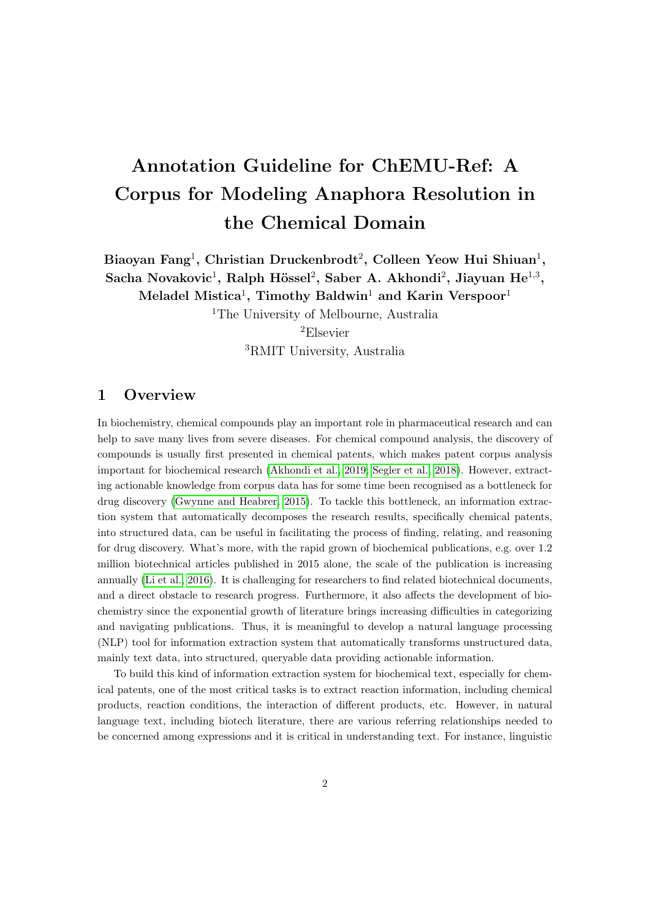# Annotation Guideline for ChEMU-Ref: A Corpus for Modeling Anaphora Resolution in the Chemical Domain

**Biaoyan Fang[1], Christian Druckenbrodt[2], Colleen Yeow Hui Shiuan[1], Sacha Novakovic[1], Ralph Hössel[2], Saber A. Akhondi[2], Jiayuan He[1,3], Meladel Mistica[1], Timothy Baldwin[1] and Karin Verspoor[1]**

[1]The University of Melbourne, Australia

[2]Elsevier

[3]RMIT University, Australia

## 1 Overview

In biochemistry, chemical compounds play an important role in pharmaceutical research and can help to save many lives from severe diseases. For chemical compound analysis, the discovery of compounds is usually first presented in chemical patents, which makes patent corpus analysis important for biochemical research (Akhondi et al., 2019; Segler et al., 2018). However, extracting actionable knowledge from corpus data has for some time been recognised as a bottleneck for drug discovery (Gwynne and Heabrer, 2015). To tackle this bottleneck, an information extraction system that automatically decomposes the research results, specifically chemical patents, into structured data, can be useful in facilitating the process of finding, relating, and reasoning for drug discovery. What's more, with the rapid grown of biochemical publications, e.g. over 1.2 million biotechnical articles published in 2015 alone, the scale of the publication is increasing annually (Li et al., 2016). It is challenging for researchers to find related biotechnical documents, and a direct obstacle to research progress. Furthermore, it also affects the development of biochemistry since the exponential growth of literature brings increasing difficulties in categorizing and navigating publications. Thus, it is meaningful to develop a natural language processing (NLP) tool for information extraction system that automatically transforms unstructured data, mainly text data, into structured, queryable data providing actionable information.

To build this kind of information extraction system for biochemical text, especially for chemical patents, one of the most critical tasks is to extract reaction information, including chemical products, reaction conditions, the interaction of different products, etc. However, in natural language text, including biotech literature, there are various referring relationships needed to be concerned among expressions and it is critical in understanding text. For instance, linguistic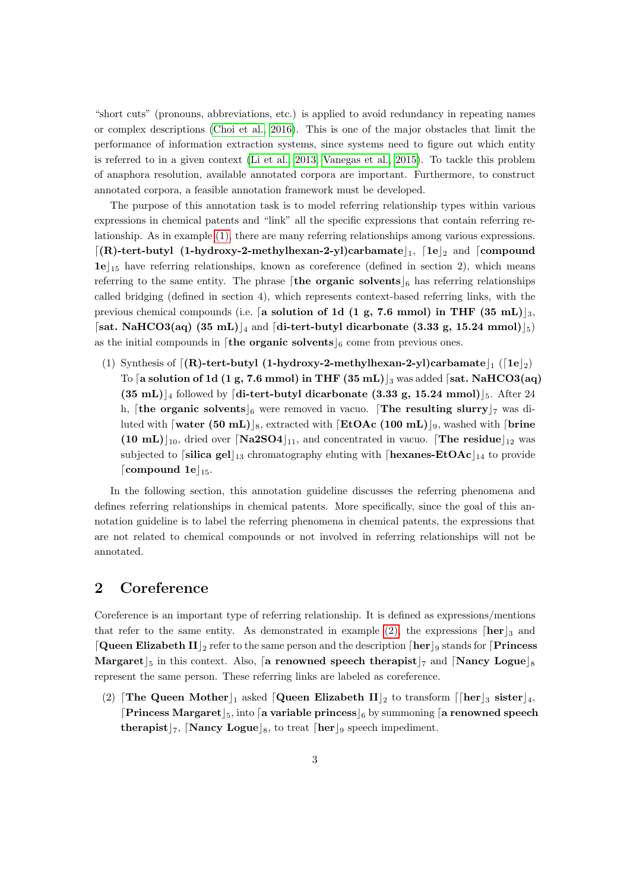"short cuts" (pronouns, abbreviations, etc.) is applied to avoid redundancy in repeating names or complex descriptions (Choi et al., 2016). This is one of the major obstacles that limit the performance of information extraction systems, since systems need to figure out which entity is referred to in a given context (Li et al., 2013; Vanegas et al., 2015). To tackle this problem of anaphora resolution, available annotated corpora are important. Furthermore, to construct annotated corpora, a feasible annotation framework must be developed.

The purpose of this annotation task is to model referring relationship types within various expressions in chemical patents and "link" all the specific expressions that contain referring relationship. As in example (1), there are many referring relationships among various expressions. ⌈**(R)-tert-butyl (1-hydroxy-2-methylhexan-2-yl)carbamate**⌋$_1$, ⌈**1e**⌋$_2$ and ⌈**compound 1e**⌋$_{15}$ have referring relationships, known as coreference (defined in section 2), which means referring to the same entity. The phrase ⌈**the organic solvents**⌋$_6$ has referring relationships called bridging (defined in section 4), which represents context-based referring links, with the previous chemical compounds (i.e. ⌈**a solution of 1d (1 g, 7.6 mmol) in THF (35 mL)**⌋$_3$, ⌈**sat. NaHCO3(aq) (35 mL)**⌋$_4$ and ⌈**di-tert-butyl dicarbonate (3.33 g, 15.24 mmol)**⌋$_5$) as the initial compounds in ⌈**the organic solvents**⌋$_6$ come from previous ones.

(1) Synthesis of ⌈**(R)-tert-butyl (1-hydroxy-2-methylhexan-2-yl)carbamate**⌋$_1$ (⌈**1e**⌋$_2$) To ⌈**a solution of 1d (1 g, 7.6 mmol) in THF (35 mL)**⌋$_3$ was added ⌈**sat. NaHCO3(aq) (35 mL)**⌋$_4$ followed by ⌈**di-tert-butyl dicarbonate (3.33 g, 15.24 mmol)**⌋$_5$. After 24 h, ⌈**the organic solvents**⌋$_6$ were removed in vacuo. ⌈**The resulting slurry**⌋$_7$ was diluted with ⌈**water (50 mL)**⌋$_8$, extracted with ⌈**EtOAc (100 mL)**⌋$_9$, washed with ⌈**brine (10 mL)**⌋$_{10}$, dried over ⌈**Na2SO4**⌋$_{11}$, and concentrated in vacuo. ⌈**The residue**⌋$_{12}$ was subjected to ⌈**silica gel**⌋$_{13}$ chromatography eluting with ⌈**hexanes-EtOAc**⌋$_{14}$ to provide ⌈**compound 1e**⌋$_{15}$.

In the following section, this annotation guideline discusses the referring phenomena and defines referring relationships in chemical patents. More specifically, since the goal of this annotation guideline is to label the referring phenomena in chemical patents, the expressions that are not related to chemical compounds or not involved in referring relationships will not be annotated.

## 2 Coreference

Coreference is an important type of referring relationship. It is defined as expressions/mentions that refer to the same entity. As demonstrated in example (2), the expressions ⌈**her**⌋$_3$ and ⌈**Queen Elizabeth II**⌋$_2$ refer to the same person and the description ⌈**her**⌋$_9$ stands for ⌈**Princess Margaret**⌋$_5$ in this context. Also, ⌈**a renowned speech therapist**⌋$_7$ and ⌈**Nancy Logue**⌋$_8$ represent the same person. These referring links are labeled as coreference.

(2) ⌈**The Queen Mother**⌋$_1$ asked ⌈**Queen Elizabeth II**⌋$_2$ to transform ⌈⌈**her**⌋$_3$ **sister**⌋$_4$, ⌈**Princess Margaret**⌋$_5$, into ⌈**a variable princess**⌋$_6$ by summoning ⌈**a renowned speech therapist**⌋$_7$, ⌈**Nancy Logue**⌋$_8$, to treat ⌈**her**⌋$_9$ speech impediment.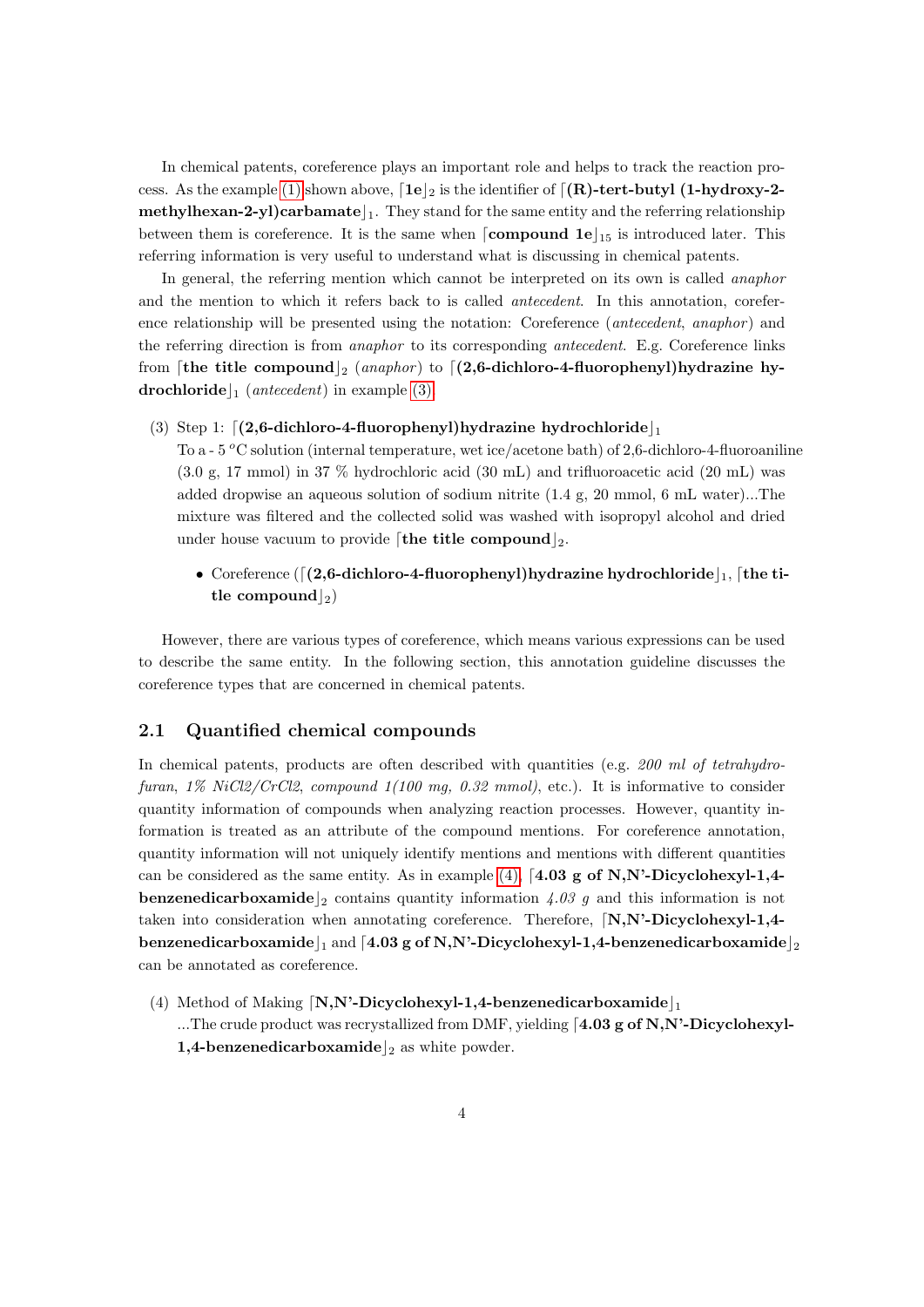In chemical patents, coreference plays an important role and helps to track the reaction process. As the example (1) shown above, ⌈**1e**⌋$_2$ is the identifier of ⌈**(R)-tert-butyl (1-hydroxy-2-methylhexan-2-yl)carbamate**⌋$_1$. They stand for the same entity and the referring relationship between them is coreference. It is the same when ⌈**compound 1e**⌋$_{15}$ is introduced later. This referring information is very useful to understand what is discussing in chemical patents.

In general, the referring mention which cannot be interpreted on its own is called *anaphor* and the mention to which it refers back to is called *antecedent*. In this annotation, coreference relationship will be presented using the notation: Coreference (*antecedent*, *anaphor*) and the referring direction is from *anaphor* to its corresponding *antecedent*. E.g. Coreference links from ⌈**the title compound**⌋$_2$ (*anaphor*) to ⌈**(2,6-dichloro-4-fluorophenyl)hydrazine hydrochloride**⌋$_1$ (*antecedent*) in example (3).

(3) Step 1: ⌈**(2,6-dichloro-4-fluorophenyl)hydrazine hydrochloride**⌋$_1$
To a - 5 $^o$C solution (internal temperature, wet ice/acetone bath) of 2,6-dichloro-4-fluoroaniline (3.0 g, 17 mmol) in 37 % hydrochloric acid (30 mL) and trifluoroacetic acid (20 mL) was added dropwise an aqueous solution of sodium nitrite (1.4 g, 20 mmol, 6 mL water)...The mixture was filtered and the collected solid was washed with isopropyl alcohol and dried under house vacuum to provide ⌈**the title compound**⌋$_2$.

- Coreference (⌈**(2,6-dichloro-4-fluorophenyl)hydrazine hydrochloride**⌋$_1$, ⌈**the title compound**⌋$_2$)

However, there are various types of coreference, which means various expressions can be used to describe the same entity. In the following section, this annotation guideline discusses the coreference types that are concerned in chemical patents.

## 2.1 Quantified chemical compounds

In chemical patents, products are often described with quantities (e.g. *200 ml of tetrahydrofuran, 1% NiCl2/CrCl2, compound 1(100 mg, 0.32 mmol)*, etc.). It is informative to consider quantity information of compounds when analyzing reaction processes. However, quantity information is treated as an attribute of the compound mentions. For coreference annotation, quantity information will not uniquely identify mentions and mentions with different quantities can be considered as the same entity. As in example (4), ⌈**4.03 g of N,N'-Dicyclohexyl-1,4-benzenedicarboxamide**⌋$_2$ contains quantity information *4.03 g* and this information is not taken into consideration when annotating coreference. Therefore, ⌈**N,N'-Dicyclohexyl-1,4-benzenedicarboxamide**⌋$_1$ and ⌈**4.03 g of N,N'-Dicyclohexyl-1,4-benzenedicarboxamide**⌋$_2$ can be annotated as coreference.

(4) Method of Making ⌈**N,N'-Dicyclohexyl-1,4-benzenedicarboxamide**⌋$_1$
...The crude product was recrystallized from DMF, yielding ⌈**4.03 g of N,N'-Dicyclohexyl-1,4-benzenedicarboxamide**⌋$_2$ as white powder.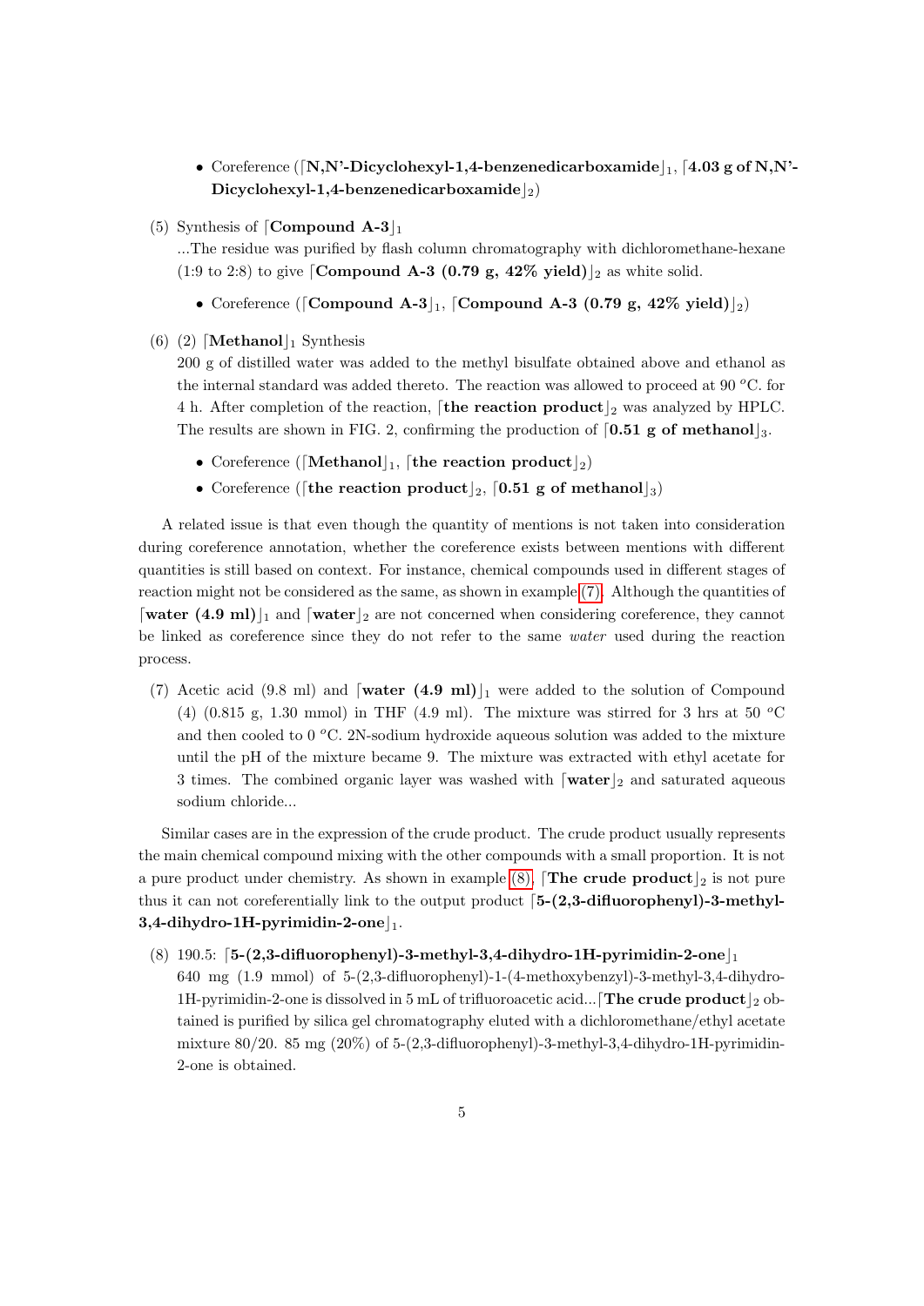- Coreference (⌈**N,N'-Dicyclohexyl-1,4-benzenedicarboxamide**⌋$_1$, ⌈**4.03 g of N,N'-Dicyclohexyl-1,4-benzenedicarboxamide**⌋$_2$)

(5) Synthesis of ⌈**Compound A-3**⌋$_1$

...The residue was purified by flash column chromatography with dichloromethane-hexane (1:9 to 2:8) to give ⌈**Compound A-3 (0.79 g, 42% yield)**⌋$_2$ as white solid.

- Coreference (⌈**Compound A-3**⌋$_1$, ⌈**Compound A-3 (0.79 g, 42% yield)**⌋$_2$)

(6) (2) ⌈**Methanol**⌋$_1$ Synthesis

200 g of distilled water was added to the methyl bisulfate obtained above and ethanol as the internal standard was added thereto. The reaction was allowed to proceed at 90 $^o$C. for 4 h. After completion of the reaction, ⌈**the reaction product**⌋$_2$ was analyzed by HPLC. The results are shown in FIG. 2, confirming the production of ⌈**0.51 g of methanol**⌋$_3$.

- Coreference (⌈**Methanol**⌋$_1$, ⌈**the reaction product**⌋$_2$)
- Coreference (⌈**the reaction product**⌋$_2$, ⌈**0.51 g of methanol**⌋$_3$)

A related issue is that even though the quantity of mentions is not taken into consideration during coreference annotation, whether the coreference exists between mentions with different quantities is still based on context. For instance, chemical compounds used in different stages of reaction might not be considered as the same, as shown in example (7). Although the quantities of ⌈**water (4.9 ml)**⌋$_1$ and ⌈**water**⌋$_2$ are not concerned when considering coreference, they cannot be linked as coreference since they do not refer to the same *water* used during the reaction process.

(7) Acetic acid (9.8 ml) and ⌈**water (4.9 ml)**⌋$_1$ were added to the solution of Compound (4) (0.815 g, 1.30 mmol) in THF (4.9 ml). The mixture was stirred for 3 hrs at 50 $^o$C and then cooled to 0 $^o$C. 2N-sodium hydroxide aqueous solution was added to the mixture until the pH of the mixture became 9. The mixture was extracted with ethyl acetate for 3 times. The combined organic layer was washed with ⌈**water**⌋$_2$ and saturated aqueous sodium chloride...

Similar cases are in the expression of the crude product. The crude product usually represents the main chemical compound mixing with the other compounds with a small proportion. It is not a pure product under chemistry. As shown in example (8), ⌈**The crude product**⌋$_2$ is not pure thus it can not coreferentially link to the output product ⌈**5-(2,3-difluorophenyl)-3-methyl-3,4-dihydro-1H-pyrimidin-2-one**⌋$_1$.

(8) 190.5: ⌈**5-(2,3-difluorophenyl)-3-methyl-3,4-dihydro-1H-pyrimidin-2-one**⌋$_1$

640 mg (1.9 mmol) of 5-(2,3-difluorophenyl)-1-(4-methoxybenzyl)-3-methyl-3,4-dihydro-1H-pyrimidin-2-one is dissolved in 5 mL of trifluoroacetic acid...⌈**The crude product**⌋$_2$ obtained is purified by silica gel chromatography eluted with a dichloromethane/ethyl acetate mixture 80/20. 85 mg (20%) of 5-(2,3-difluorophenyl)-3-methyl-3,4-dihydro-1H-pyrimidin-2-one is obtained.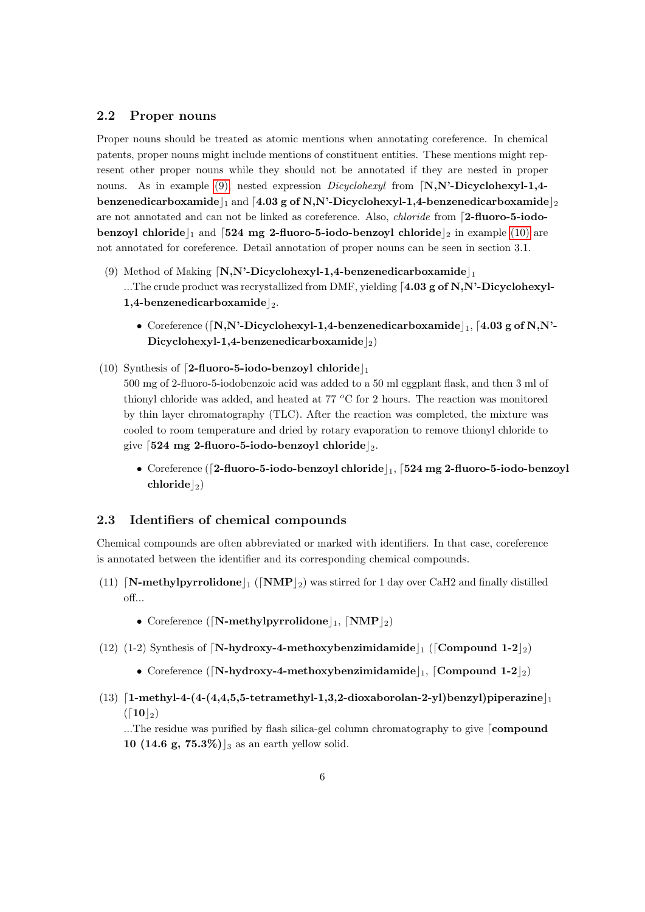## 2.2 Proper nouns

Proper nouns should be treated as atomic mentions when annotating coreference. In chemical patents, proper nouns might include mentions of constituent entities. These mentions might represent other proper nouns while they should not be annotated if they are nested in proper nouns. As in example (9), nested expression *Dicyclohexyl* from ⌈**N,N'-Dicyclohexyl-1,4-benzenedicarboxamide**⌋$_1$ and ⌈**4.03 g of N,N'-Dicyclohexyl-1,4-benzenedicarboxamide**⌋$_2$ are not annotated and can not be linked as coreference. Also, *chloride* from ⌈**2-fluoro-5-iodo-benzoyl chloride**⌋$_1$ and ⌈**524 mg 2-fluoro-5-iodo-benzoyl chloride**⌋$_2$ in example (10) are not annotated for coreference. Detail annotation of proper nouns can be seen in section 3.1.

(9) Method of Making ⌈**N,N'-Dicyclohexyl-1,4-benzenedicarboxamide**⌋$_1$
...The crude product was recrystallized from DMF, yielding ⌈**4.03 g of N,N'-Dicyclohexyl-1,4-benzenedicarboxamide**⌋$_2$.

- Coreference (⌈**N,N'-Dicyclohexyl-1,4-benzenedicarboxamide**⌋$_1$, ⌈**4.03 g of N,N'-Dicyclohexyl-1,4-benzenedicarboxamide**⌋$_2$)

(10) Synthesis of ⌈**2-fluoro-5-iodo-benzoyl chloride**⌋$_1$
500 mg of 2-fluoro-5-iodobenzoic acid was added to a 50 ml eggplant flask, and then 3 ml of thionyl chloride was added, and heated at 77 $^o$C for 2 hours. The reaction was monitored by thin layer chromatography (TLC). After the reaction was completed, the mixture was cooled to room temperature and dried by rotary evaporation to remove thionyl chloride to give ⌈**524 mg 2-fluoro-5-iodo-benzoyl chloride**⌋$_2$.

- Coreference (⌈**2-fluoro-5-iodo-benzoyl chloride**⌋$_1$, ⌈**524 mg 2-fluoro-5-iodo-benzoyl chloride**⌋$_2$)

## 2.3 Identifiers of chemical compounds

Chemical compounds are often abbreviated or marked with identifiers. In that case, coreference is annotated between the identifier and its corresponding chemical compounds.

(11) ⌈**N-methylpyrrolidone**⌋$_1$ (⌈**NMP**⌋$_2$) was stirred for 1 day over CaH2 and finally distilled off...

- Coreference (⌈**N-methylpyrrolidone**⌋$_1$, ⌈**NMP**⌋$_2$)

(12) (1-2) Synthesis of ⌈**N-hydroxy-4-methoxybenzimidamide**⌋$_1$ (⌈**Compound 1-2**⌋$_2$)

- Coreference (⌈**N-hydroxy-4-methoxybenzimidamide**⌋$_1$, ⌈**Compound 1-2**⌋$_2$)

(13) ⌈**1-methyl-4-(4-(4,4,5,5-tetramethyl-1,3,2-dioxaborolan-2-yl)benzyl)piperazine**⌋$_1$ (⌈**10**⌋$_2$)
...The residue was purified by flash silica-gel column chromatography to give ⌈**compound 10 (14.6 g, 75.3%)**⌋$_3$ as an earth yellow solid.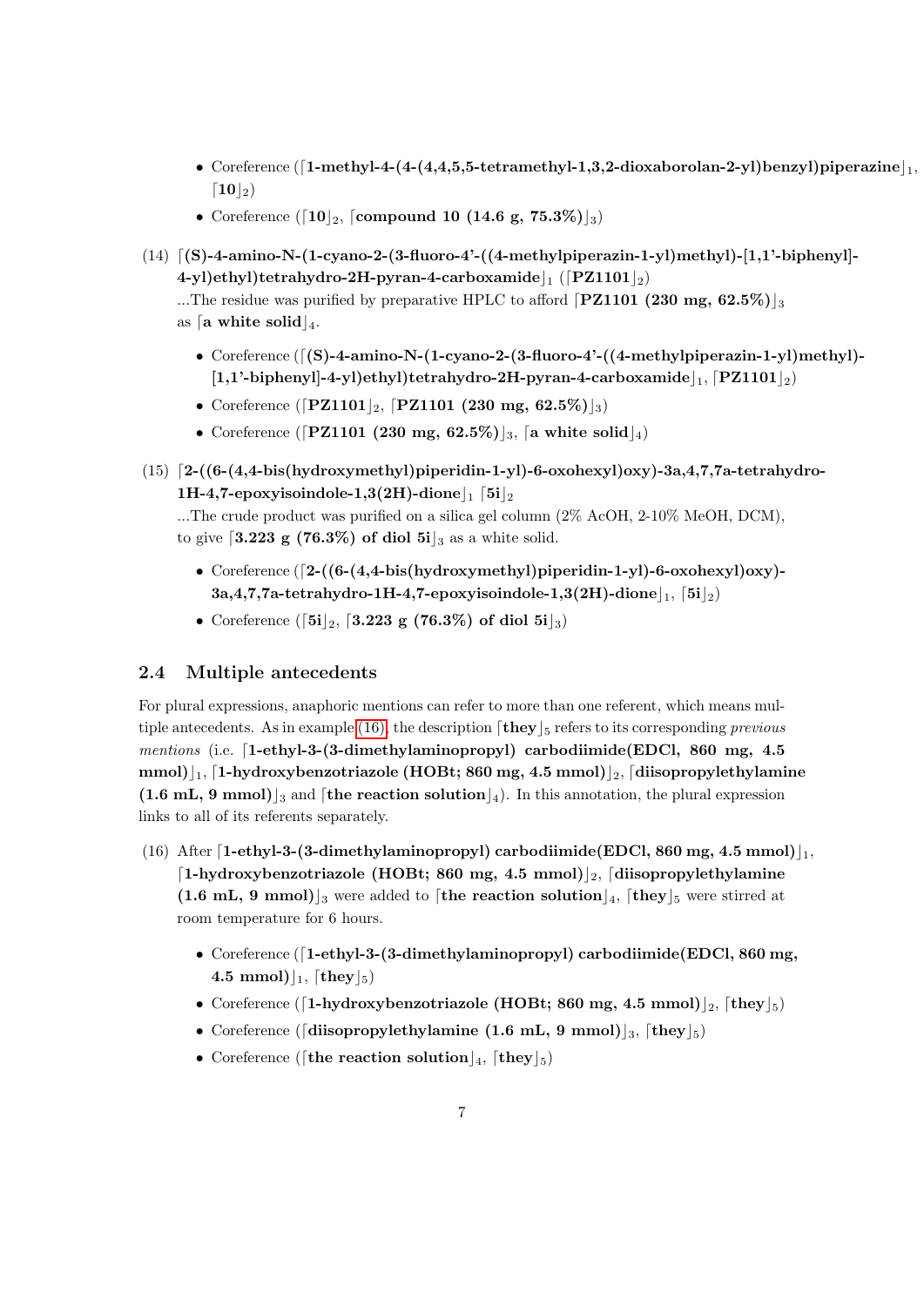- Coreference (⌈**1-methyl-4-(4-(4,4,5,5-tetramethyl-1,3,2-dioxaborolan-2-yl)benzyl)piperazine**⌋$_1$, ⌈**10**⌋$_2$)
- Coreference (⌈**10**⌋$_2$, ⌈**compound 10 (14.6 g, 75.3%)**⌋$_3$)

(14) ⌈**(S)-4-amino-N-(1-cyano-2-(3-fluoro-4'-((4-methylpiperazin-1-yl)methyl)-[1,1'-biphenyl]-4-yl)ethyl)tetrahydro-2H-pyran-4-carboxamide**⌋$_1$ (⌈**PZ1101**⌋$_2$)
...The residue was purified by preparative HPLC to afford ⌈**PZ1101 (230 mg, 62.5%)**⌋$_3$ as ⌈**a white solid**⌋$_4$.

- Coreference (⌈**(S)-4-amino-N-(1-cyano-2-(3-fluoro-4'-((4-methylpiperazin-1-yl)methyl)-[1,1'-biphenyl]-4-yl)ethyl)tetrahydro-2H-pyran-4-carboxamide**⌋$_1$, ⌈**PZ1101**⌋$_2$)
- Coreference (⌈**PZ1101**⌋$_2$, ⌈**PZ1101 (230 mg, 62.5%)**⌋$_3$)
- Coreference (⌈**PZ1101 (230 mg, 62.5%)**⌋$_3$, ⌈**a white solid**⌋$_4$)

(15) ⌈**2-((6-(4,4-bis(hydroxymethyl)piperidin-1-yl)-6-oxohexyl)oxy)-3a,4,7,7a-tetrahydro-1H-4,7-epoxyisoindole-1,3(2H)-dione**⌋$_1$ ⌈**5i**⌋$_2$
...The crude product was purified on a silica gel column (2% AcOH, 2-10% MeOH, DCM), to give ⌈**3.223 g (76.3%) of diol 5i**⌋$_3$ as a white solid.

- Coreference (⌈**2-((6-(4,4-bis(hydroxymethyl)piperidin-1-yl)-6-oxohexyl)oxy)-3a,4,7,7a-tetrahydro-1H-4,7-epoxyisoindole-1,3(2H)-dione**⌋$_1$, ⌈**5i**⌋$_2$)
- Coreference (⌈**5i**⌋$_2$, ⌈**3.223 g (76.3%) of diol 5i**⌋$_3$)

## 2.4 Multiple antecedents

For plural expressions, anaphoric mentions can refer to more than one referent, which means multiple antecedents. As in example (16), the description ⌈**they**⌋$_5$ refers to its corresponding *previous mentions* (i.e. ⌈**1-ethyl-3-(3-dimethylaminopropyl) carbodiimide(EDCl, 860 mg, 4.5 mmol)**⌋$_1$, ⌈**1-hydroxybenzotriazole (HOBt; 860 mg, 4.5 mmol)**⌋$_2$, ⌈**diisopropylethylamine (1.6 mL, 9 mmol)**⌋$_3$ and ⌈**the reaction solution**⌋$_4$). In this annotation, the plural expression links to all of its referents separately.

(16) After ⌈**1-ethyl-3-(3-dimethylaminopropyl) carbodiimide(EDCl, 860 mg, 4.5 mmol)**⌋$_1$, ⌈**1-hydroxybenzotriazole (HOBt; 860 mg, 4.5 mmol)**⌋$_2$, ⌈**diisopropylethylamine (1.6 mL, 9 mmol)**⌋$_3$ were added to ⌈**the reaction solution**⌋$_4$, ⌈**they**⌋$_5$ were stirred at room temperature for 6 hours.

- Coreference (⌈**1-ethyl-3-(3-dimethylaminopropyl) carbodiimide(EDCl, 860 mg, 4.5 mmol)**⌋$_1$, ⌈**they**⌋$_5$)
- Coreference (⌈**1-hydroxybenzotriazole (HOBt; 860 mg, 4.5 mmol)**⌋$_2$, ⌈**they**⌋$_5$)
- Coreference (⌈**diisopropylethylamine (1.6 mL, 9 mmol)**⌋$_3$, ⌈**they**⌋$_5$)
- Coreference (⌈**the reaction solution**⌋$_4$, ⌈**they**⌋$_5$)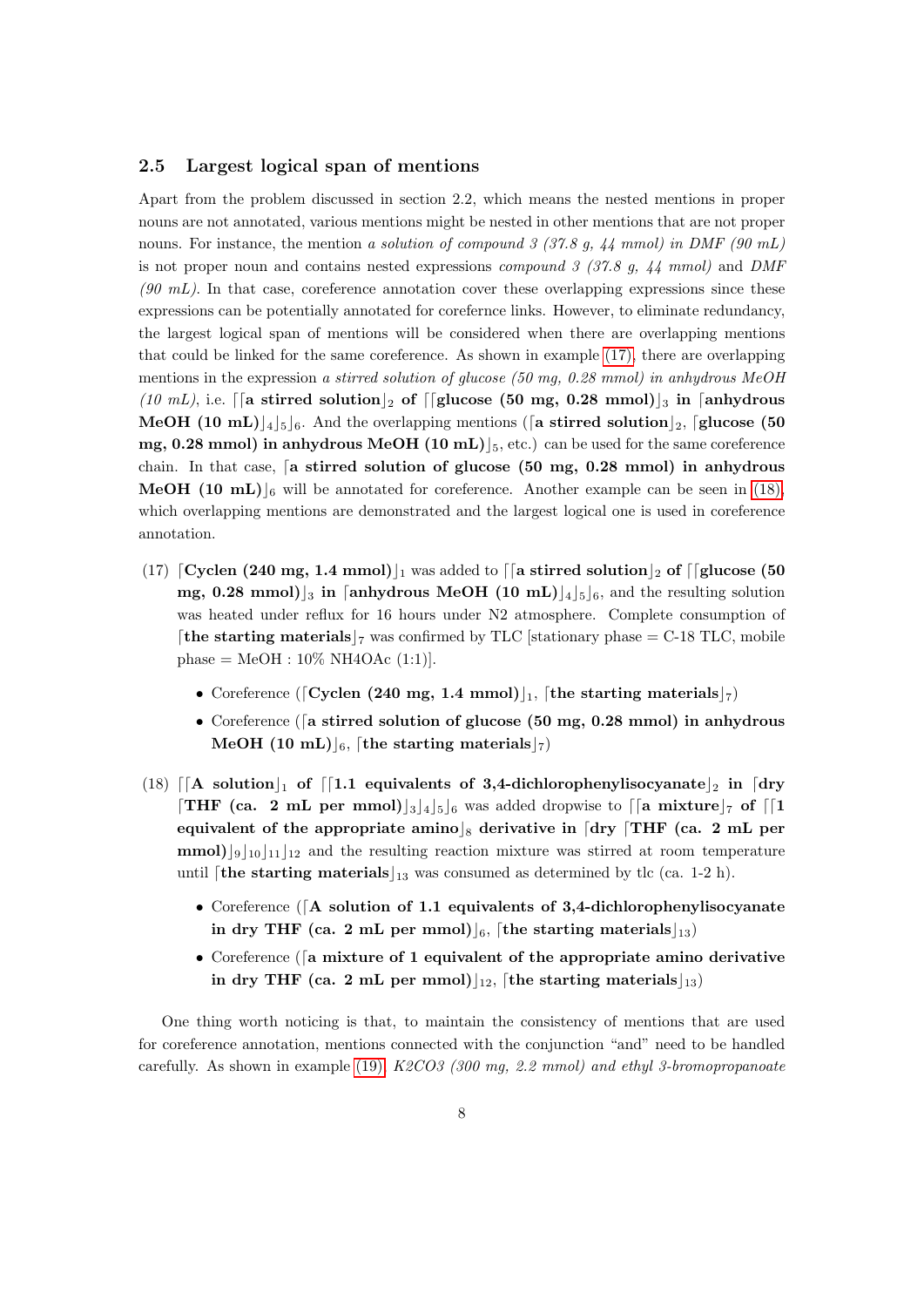### 2.5 Largest logical span of mentions

Apart from the problem discussed in section 2.2, which means the nested mentions in proper nouns are not annotated, various mentions might be nested in other mentions that are not proper nouns. For instance, the mention *a solution of compound 3 (37.8 g, 44 mmol) in DMF (90 mL)* is not proper noun and contains nested expressions *compound 3 (37.8 g, 44 mmol)* and *DMF (90 mL)*. In that case, coreference annotation cover these overlapping expressions since these expressions can be potentially annotated for coreference links. However, to eliminate redundancy, the largest logical span of mentions will be considered when there are overlapping mentions that could be linked for the same coreference. As shown in example (17), there are overlapping mentions in the expression *a stirred solution of glucose (50 mg, 0.28 mmol) in anhydrous MeOH (10 mL)*, i.e. ⌈⌈**a stirred solution**⌋$_2$ **of** ⌈⌈**glucose (50 mg, 0.28 mmol)**⌋$_3$ **in** ⌈**anhydrous MeOH (10 mL)**⌋$_4$⌋$_5$⌋$_6$. And the overlapping mentions (⌈**a stirred solution**⌋$_2$, ⌈**glucose (50 mg, 0.28 mmol) in anhydrous MeOH (10 mL)**⌋$_5$, etc.) can be used for the same coreference chain. In that case, ⌈**a stirred solution of glucose (50 mg, 0.28 mmol) in anhydrous MeOH (10 mL)**⌋$_6$ will be annotated for coreference. Another example can be seen in (18), which overlapping mentions are demonstrated and the largest logical one is used in coreference annotation.

(17) ⌈**Cyclen (240 mg, 1.4 mmol)**⌋$_1$ was added to ⌈⌈**a stirred solution**⌋$_2$ **of** ⌈⌈**glucose (50 mg, 0.28 mmol)**⌋$_3$ **in** ⌈**anhydrous MeOH (10 mL)**⌋$_4$⌋$_5$⌋$_6$, and the resulting solution was heated under reflux for 16 hours under N2 atmosphere. Complete consumption of ⌈**the starting materials**⌋$_7$ was confirmed by TLC [stationary phase = C-18 TLC, mobile phase = MeOH : 10% NH4OAc (1:1)].

- Coreference (⌈**Cyclen (240 mg, 1.4 mmol)**⌋$_1$, ⌈**the starting materials**⌋$_7$)
- Coreference (⌈**a stirred solution of glucose (50 mg, 0.28 mmol) in anhydrous MeOH (10 mL)**⌋$_6$, ⌈**the starting materials**⌋$_7$)

(18) ⌈⌈**A solution**⌋$_1$ **of** ⌈⌈**1.1 equivalents of 3,4-dichlorophenylisocyanate**⌋$_2$ **in** ⌈**dry** ⌈**THF (ca. 2 mL per mmol)**⌋$_3$⌋$_4$⌋$_5$⌋$_6$ was added dropwise to ⌈⌈**a mixture**⌋$_7$ **of** ⌈⌈**1 equivalent of the appropriate amino**⌋$_8$ **derivative in** ⌈**dry** ⌈**THF (ca. 2 mL per mmol)**⌋$_9$⌋$_{10}$⌋$_{11}$⌋$_{12}$ and the resulting reaction mixture was stirred at room temperature until ⌈**the starting materials**⌋$_{13}$ was consumed as determined by tlc (ca. 1-2 h).

- Coreference (⌈**A solution of 1.1 equivalents of 3,4-dichlorophenylisocyanate in dry THF (ca. 2 mL per mmol)**⌋$_6$, ⌈**the starting materials**⌋$_{13}$)
- Coreference (⌈**a mixture of 1 equivalent of the appropriate amino derivative in dry THF (ca. 2 mL per mmol)**⌋$_{12}$, ⌈**the starting materials**⌋$_{13}$)

One thing worth noticing is that, to maintain the consistency of mentions that are used for coreference annotation, mentions connected with the conjunction "and" need to be handled carefully. As shown in example (19), *K2CO3 (300 mg, 2.2 mmol) and ethyl 3-bromopropanoate*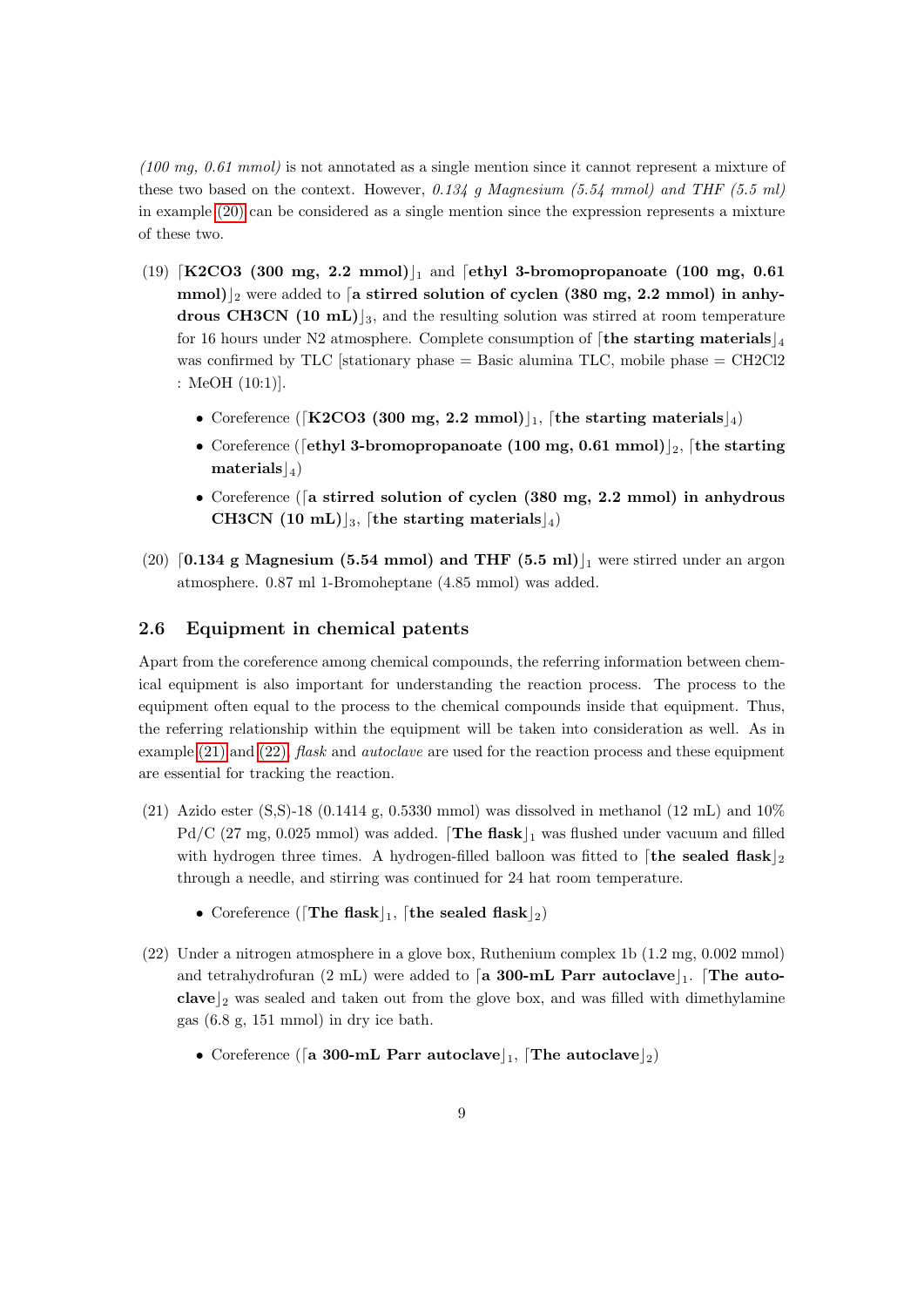*(100 mg, 0.61 mmol)* is not annotated as a single mention since it cannot represent a mixture of these two based on the context. However, *0.134 g Magnesium (5.54 mmol) and THF (5.5 ml)* in example (20) can be considered as a single mention since the expression represents a mixture of these two.

(19) ⌈**K2CO3 (300 mg, 2.2 mmol)**⌋$_1$ and ⌈**ethyl 3-bromopropanoate (100 mg, 0.61 mmol)**⌋$_2$ were added to ⌈**a stirred solution of cyclen (380 mg, 2.2 mmol) in anhydrous CH3CN (10 mL)**⌋$_3$, and the resulting solution was stirred at room temperature for 16 hours under N2 atmosphere. Complete consumption of ⌈**the starting materials**⌋$_4$ was confirmed by TLC [stationary phase = Basic alumina TLC, mobile phase = CH2Cl2 : MeOH (10:1)].

- Coreference (⌈**K2CO3 (300 mg, 2.2 mmol)**⌋$_1$, ⌈**the starting materials**⌋$_4$)
- Coreference (⌈**ethyl 3-bromopropanoate (100 mg, 0.61 mmol)**⌋$_2$, ⌈**the starting materials**⌋$_4$)
- Coreference (⌈**a stirred solution of cyclen (380 mg, 2.2 mmol) in anhydrous CH3CN (10 mL)**⌋$_3$, ⌈**the starting materials**⌋$_4$)

(20) ⌈**0.134 g Magnesium (5.54 mmol) and THF (5.5 ml)**⌋$_1$ were stirred under an argon atmosphere. 0.87 ml 1-Bromoheptane (4.85 mmol) was added.

## 2.6 Equipment in chemical patents

Apart from the coreference among chemical compounds, the referring information between chemical equipment is also important for understanding the reaction process. The process to the equipment often equal to the process to the chemical compounds inside that equipment. Thus, the referring relationship within the equipment will be taken into consideration as well. As in example (21) and (22), *flask* and *autoclave* are used for the reaction process and these equipment are essential for tracking the reaction.

(21) Azido ester (S,S)-18 (0.1414 g, 0.5330 mmol) was dissolved in methanol (12 mL) and 10% Pd/C (27 mg, 0.025 mmol) was added. ⌈**The flask**⌋$_1$ was flushed under vacuum and filled with hydrogen three times. A hydrogen-filled balloon was fitted to ⌈**the sealed flask**⌋$_2$ through a needle, and stirring was continued for 24 hat room temperature.

- Coreference (⌈**The flask**⌋$_1$, ⌈**the sealed flask**⌋$_2$)

(22) Under a nitrogen atmosphere in a glove box, Ruthenium complex 1b (1.2 mg, 0.002 mmol) and tetrahydrofuran (2 mL) were added to ⌈**a 300-mL Parr autoclave**⌋$_1$. ⌈**The autoclave**⌋$_2$ was sealed and taken out from the glove box, and was filled with dimethylamine gas (6.8 g, 151 mmol) in dry ice bath.

- Coreference (⌈**a 300-mL Parr autoclave**⌋$_1$, ⌈**The autoclave**⌋$_2$)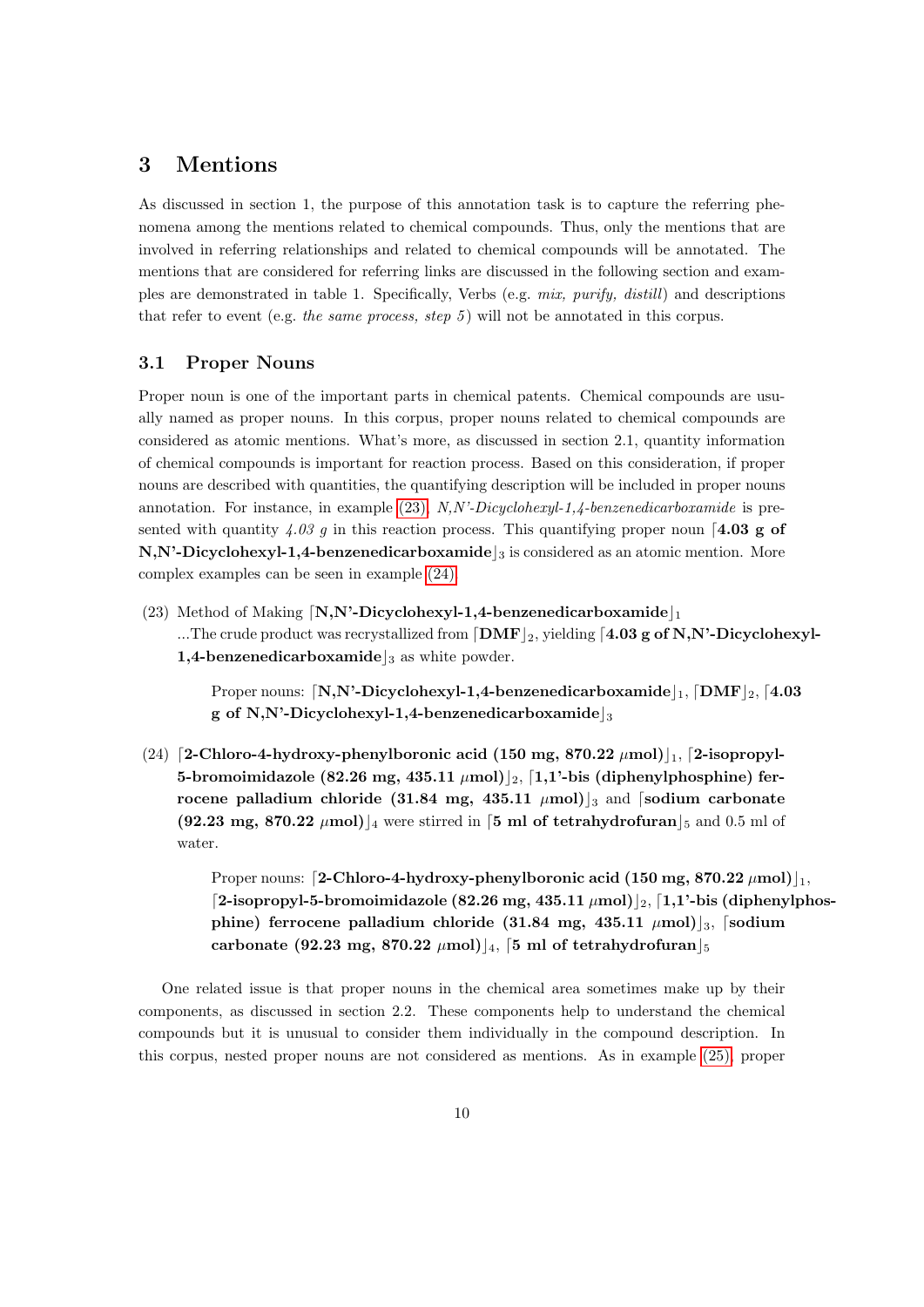# 3 Mentions

As discussed in section 1, the purpose of this annotation task is to capture the referring phenomena among the mentions related to chemical compounds. Thus, only the mentions that are involved in referring relationships and related to chemical compounds will be annotated. The mentions that are considered for referring links are discussed in the following section and examples are demonstrated in table 1. Specifically, Verbs (e.g. *mix, purify, distill*) and descriptions that refer to event (e.g. *the same process, step 5*) will not be annotated in this corpus.

## 3.1 Proper Nouns

Proper noun is one of the important parts in chemical patents. Chemical compounds are usually named as proper nouns. In this corpus, proper nouns related to chemical compounds are considered as atomic mentions. What's more, as discussed in section 2.1, quantity information of chemical compounds is important for reaction process. Based on this consideration, if proper nouns are described with quantities, the quantifying description will be included in proper nouns annotation. For instance, in example (23), *N,N'-Dicyclohexyl-1,4-benzenedicarboxamide* is presented with quantity *4.03 g* in this reaction process. This quantifying proper noun ⌈**4.03 g of N,N'-Dicyclohexyl-1,4-benzenedicarboxamide**⌋$_3$ is considered as an atomic mention. More complex examples can be seen in example (24).

(23) Method of Making ⌈**N,N'-Dicyclohexyl-1,4-benzenedicarboxamide**⌋$_1$
...The crude product was recrystallized from ⌈**DMF**⌋$_2$, yielding ⌈**4.03 g of N,N'-Dicyclohexyl-1,4-benzenedicarboxamide**⌋$_3$ as white powder.

> Proper nouns: ⌈**N,N'-Dicyclohexyl-1,4-benzenedicarboxamide**⌋$_1$, ⌈**DMF**⌋$_2$, ⌈**4.03 g of N,N'-Dicyclohexyl-1,4-benzenedicarboxamide**⌋$_3$

(24) ⌈**2-Chloro-4-hydroxy-phenylboronic acid (150 mg, 870.22 $\mu$mol)**⌋$_1$, ⌈**2-isopropyl-5-bromoimidazole (82.26 mg, 435.11 $\mu$mol)**⌋$_2$, ⌈**1,1'-bis (diphenylphosphine) ferrocene palladium chloride (31.84 mg, 435.11 $\mu$mol)**⌋$_3$ and ⌈**sodium carbonate (92.23 mg, 870.22 $\mu$mol)**⌋$_4$ were stirred in ⌈**5 ml of tetrahydrofuran**⌋$_5$ and 0.5 ml of water.

> Proper nouns: ⌈**2-Chloro-4-hydroxy-phenylboronic acid (150 mg, 870.22 $\mu$mol)**⌋$_1$, ⌈**2-isopropyl-5-bromoimidazole (82.26 mg, 435.11 $\mu$mol)**⌋$_2$, ⌈**1,1'-bis (diphenylphosphine) ferrocene palladium chloride (31.84 mg, 435.11 $\mu$mol)**⌋$_3$, ⌈**sodium carbonate (92.23 mg, 870.22 $\mu$mol)**⌋$_4$, ⌈**5 ml of tetrahydrofuran**⌋$_5$

One related issue is that proper nouns in the chemical area sometimes make up by their components, as discussed in section 2.2. These components help to understand the chemical compounds but it is unusual to consider them individually in the compound description. In this corpus, nested proper nouns are not considered as mentions. As in example (25), proper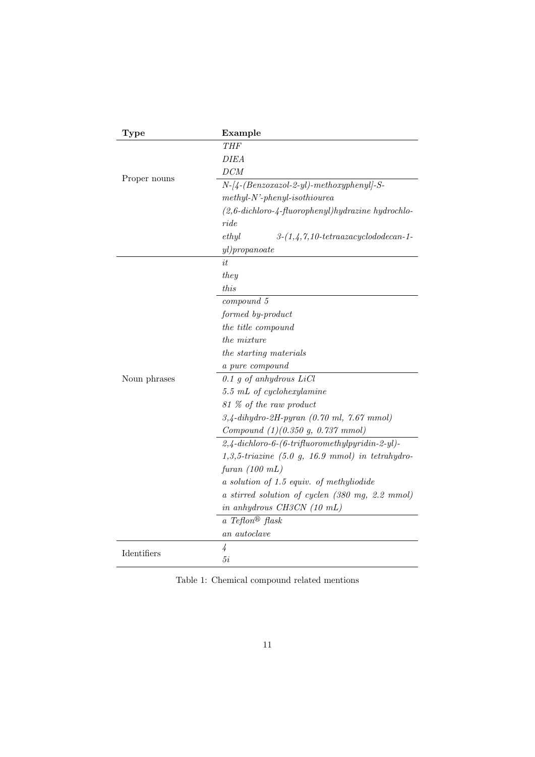| Type | Example |
|---|---|
| Proper nouns | *THF* |
| | *DIEA* |
| | *DCM* |
| | *N-[4-(Benzoxazol-2-yl)-methoxyphenyl]-S-methyl-N'-phenyl-isothiourea* |
| | *(2,6-dichloro-4-fluorophenyl)hydrazine hydrochloride* |
| | *ethyl 3-(1,4,7,10-tetraazacyclododecan-1-yl)propanoate* |
| Noun phrases | *it* |
| | *they* |
| | *this* |
| | *compound 5* |
| | *formed by-product* |
| | *the title compound* |
| | *the mixture* |
| | *the starting materials* |
| | *a pure compound* |
| | *0.1 g of anhydrous LiCl* |
| | *5.5 mL of cyclohexylamine* |
| | *81 % of the raw product* |
| | *3,4-dihydro-2H-pyran (0.70 ml, 7.67 mmol)* |
| | *Compound (1)(0.350 g, 0.737 mmol)* |
| | *2,4-dichloro-6-(6-trifluoromethylpyridin-2-yl)-1,3,5-triazine (5.0 g, 16.9 mmol) in tetrahydrofuran (100 mL)* |
| | *a solution of 1.5 equiv. of methyliodide* |
| | *a stirred solution of cyclen (380 mg, 2.2 mmol) in anhydrous CH3CN (10 mL)* |
| | *a Teflon® flask* |
| | *an autoclave* |
| Identifiers | *4* |
| | *5i* |

Table 1: Chemical compound related mentions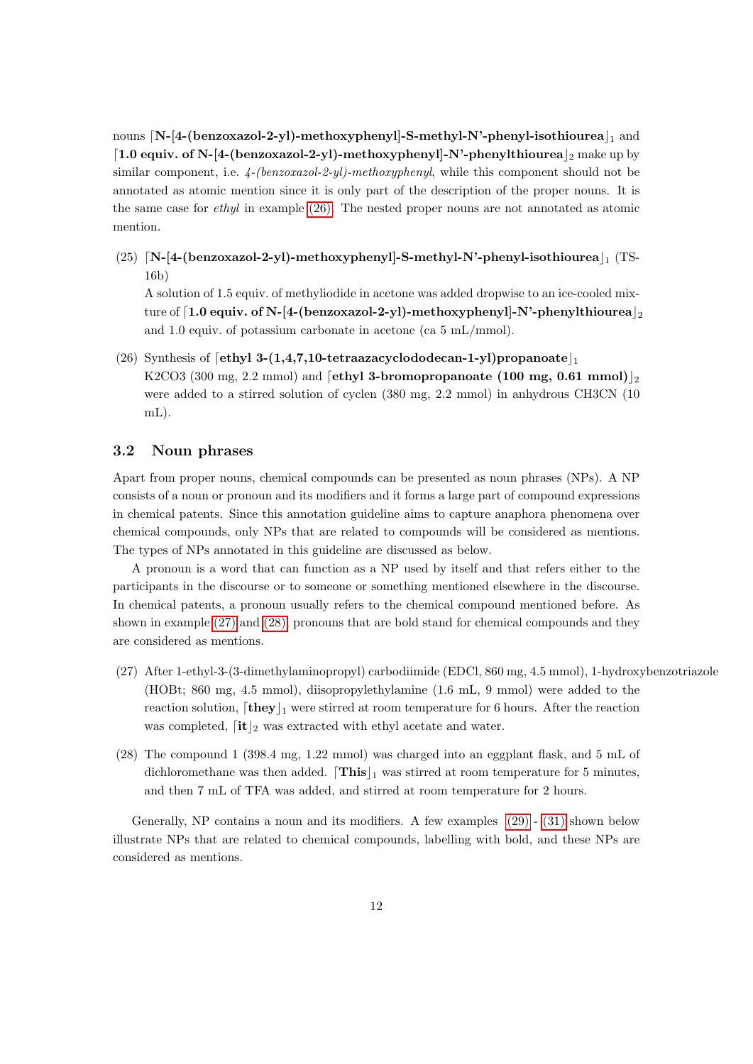nouns ⌈**N-[4-(benzoxazol-2-yl)-methoxyphenyl]-S-methyl-N'-phenyl-isothiourea**⌋$_1$ and ⌈**1.0 equiv. of N-[4-(benzoxazol-2-yl)-methoxyphenyl]-N'-phenylthiourea**⌋$_2$ make up by similar component, i.e. *4-(benzoxazol-2-yl)-methoxyphenyl*, while this component should not be annotated as atomic mention since it is only part of the description of the proper nouns. It is the same case for *ethyl* in example (26). The nested proper nouns are not annotated as atomic mention.

(25) ⌈**N-[4-(benzoxazol-2-yl)-methoxyphenyl]-S-methyl-N'-phenyl-isothiourea**⌋$_1$ (TS-16b)
A solution of 1.5 equiv. of methyliodide in acetone was added dropwise to an ice-cooled mixture of ⌈**1.0 equiv. of N-[4-(benzoxazol-2-yl)-methoxyphenyl]-N'-phenylthiourea**⌋$_2$ and 1.0 equiv. of potassium carbonate in acetone (ca 5 mL/mmol).

(26) Synthesis of ⌈**ethyl 3-(1,4,7,10-tetraazacyclododecan-1-yl)propanoate**⌋$_1$
K2CO3 (300 mg, 2.2 mmol) and ⌈**ethyl 3-bromopropanoate (100 mg, 0.61 mmol)**⌋$_2$ were added to a stirred solution of cyclen (380 mg, 2.2 mmol) in anhydrous CH3CN (10 mL).

## 3.2 Noun phrases

Apart from proper nouns, chemical compounds can be presented as noun phrases (NPs). A NP consists of a noun or pronoun and its modifiers and it forms a large part of compound expressions in chemical patents. Since this annotation guideline aims to capture anaphora phenomena over chemical compounds, only NPs that are related to compounds will be considered as mentions. The types of NPs annotated in this guideline are discussed as below.

A pronoun is a word that can function as a NP used by itself and that refers either to the participants in the discourse or to someone or something mentioned elsewhere in the discourse. In chemical patents, a pronoun usually refers to the chemical compound mentioned before. As shown in example (27) and (28), pronouns that are bold stand for chemical compounds and they are considered as mentions.

(27) After 1-ethyl-3-(3-dimethylaminopropyl) carbodiimide (EDCl, 860 mg, 4.5 mmol), 1-hydroxybenzotriazole (HOBt; 860 mg, 4.5 mmol), diisopropylethylamine (1.6 mL, 9 mmol) were added to the reaction solution, ⌈**they**⌋$_1$ were stirred at room temperature for 6 hours. After the reaction was completed, ⌈**it**⌋$_2$ was extracted with ethyl acetate and water.

(28) The compound 1 (398.4 mg, 1.22 mmol) was charged into an eggplant flask, and 5 mL of dichloromethane was then added. ⌈**This**⌋$_1$ was stirred at room temperature for 5 minutes, and then 7 mL of TFA was added, and stirred at room temperature for 2 hours.

Generally, NP contains a noun and its modifiers. A few examples (29) - (31) shown below illustrate NPs that are related to chemical compounds, labelling with bold, and these NPs are considered as mentions.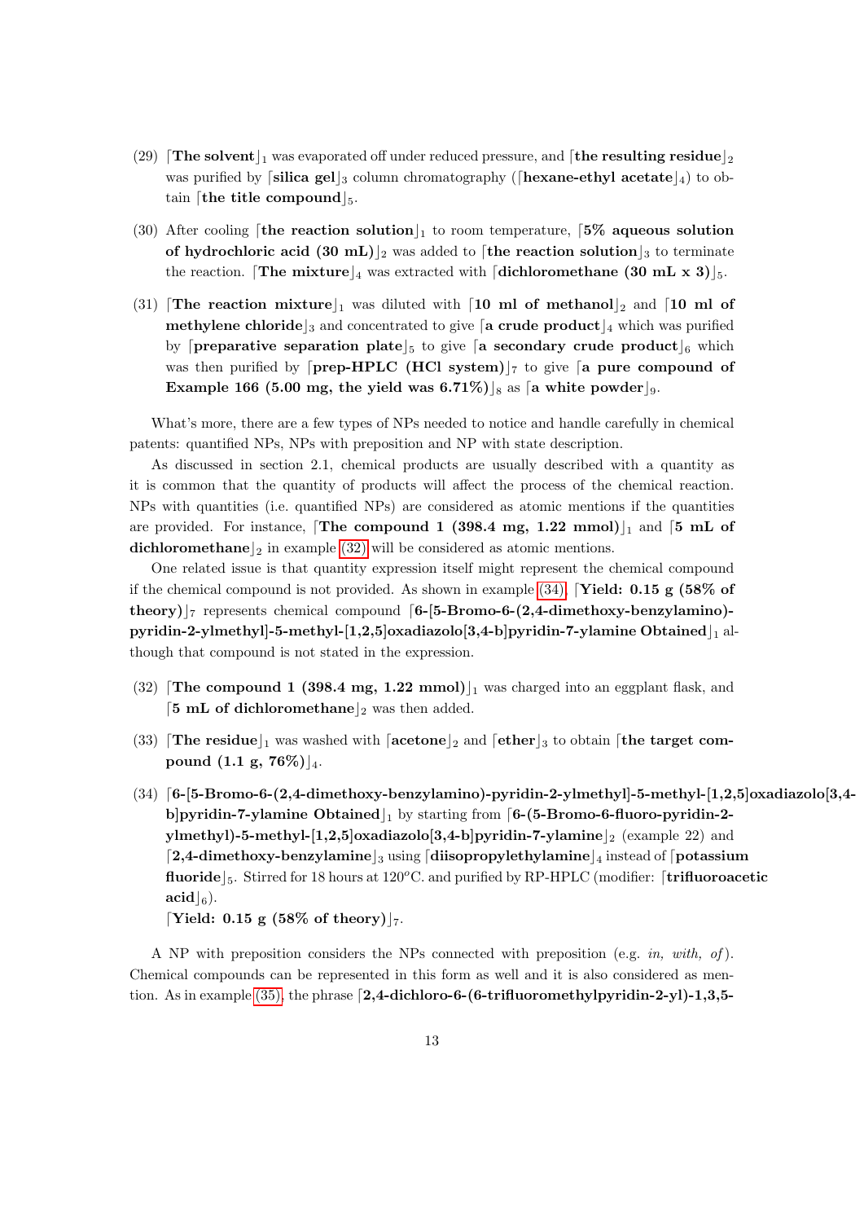(29) ⌈**The solvent**⌋$_1$ was evaporated off under reduced pressure, and ⌈**the resulting residue**⌋$_2$ was purified by ⌈**silica gel**⌋$_3$ column chromatography (⌈**hexane-ethyl acetate**⌋$_4$) to obtain ⌈**the title compound**⌋$_5$.

(30) After cooling ⌈**the reaction solution**⌋$_1$ to room temperature, ⌈**5% aqueous solution of hydrochloric acid (30 mL)**⌋$_2$ was added to ⌈**the reaction solution**⌋$_3$ to terminate the reaction. ⌈**The mixture**⌋$_4$ was extracted with ⌈**dichloromethane (30 mL x 3)**⌋$_5$.

(31) ⌈**The reaction mixture**⌋$_1$ was diluted with ⌈**10 ml of methanol**⌋$_2$ and ⌈**10 ml of methylene chloride**⌋$_3$ and concentrated to give ⌈**a crude product**⌋$_4$ which was purified by ⌈**preparative separation plate**⌋$_5$ to give ⌈**a secondary crude product**⌋$_6$ which was then purified by ⌈**prep-HPLC (HCl system)**⌋$_7$ to give ⌈**a pure compound of Example 166 (5.00 mg, the yield was 6.71%)**⌋$_8$ as ⌈**a white powder**⌋$_9$.

What's more, there are a few types of NPs needed to notice and handle carefully in chemical patents: quantified NPs, NPs with preposition and NP with state description.

As discussed in section 2.1, chemical products are usually described with a quantity as it is common that the quantity of products will affect the process of the chemical reaction. NPs with quantities (i.e. quantified NPs) are considered as atomic mentions if the quantities are provided. For instance, ⌈**The compound 1 (398.4 mg, 1.22 mmol)**⌋$_1$ and ⌈**5 mL of dichloromethane**⌋$_2$ in example (32) will be considered as atomic mentions.

One related issue is that quantity expression itself might represent the chemical compound if the chemical compound is not provided. As shown in example (34), ⌈**Yield: 0.15 g (58% of theory)**⌋$_7$ represents chemical compound ⌈**6-[5-Bromo-6-(2,4-dimethoxy-benzylamino)-pyridin-2-ylmethyl]-5-methyl-[1,2,5]oxadiazolo[3,4-b]pyridin-7-ylamine Obtained**⌋$_1$ although that compound is not stated in the expression.

(32) ⌈**The compound 1 (398.4 mg, 1.22 mmol)**⌋$_1$ was charged into an eggplant flask, and ⌈**5 mL of dichloromethane**⌋$_2$ was then added.

(33) ⌈**The residue**⌋$_1$ was washed with ⌈**acetone**⌋$_2$ and ⌈**ether**⌋$_3$ to obtain ⌈**the target compound (1.1 g, 76%)**⌋$_4$.

(34) ⌈**6-[5-Bromo-6-(2,4-dimethoxy-benzylamino)-pyridin-2-ylmethyl]-5-methyl-[1,2,5]oxadiazolo[3,4-b]pyridin-7-ylamine Obtained**⌋$_1$ by starting from ⌈**6-(5-Bromo-6-fluoro-pyridin-2-ylmethyl)-5-methyl-[1,2,5]oxadiazolo[3,4-b]pyridin-7-ylamine**⌋$_2$ (example 22) and ⌈**2,4-dimethoxy-benzylamine**⌋$_3$ using ⌈**diisopropylethylamine**⌋$_4$ instead of ⌈**potassium fluoride**⌋$_5$. Stirred for 18 hours at 120$^o$C. and purified by RP-HPLC (modifier: ⌈**trifluoroacetic acid**⌋$_6$).
⌈**Yield: 0.15 g (58% of theory)**⌋$_7$.

A NP with preposition considers the NPs connected with preposition (e.g. *in, with, of*). Chemical compounds can be represented in this form as well and it is also considered as mention. As in example (35), the phrase ⌈**2,4-dichloro-6-(6-trifluoromethylpyridin-2-yl)-1,3,5-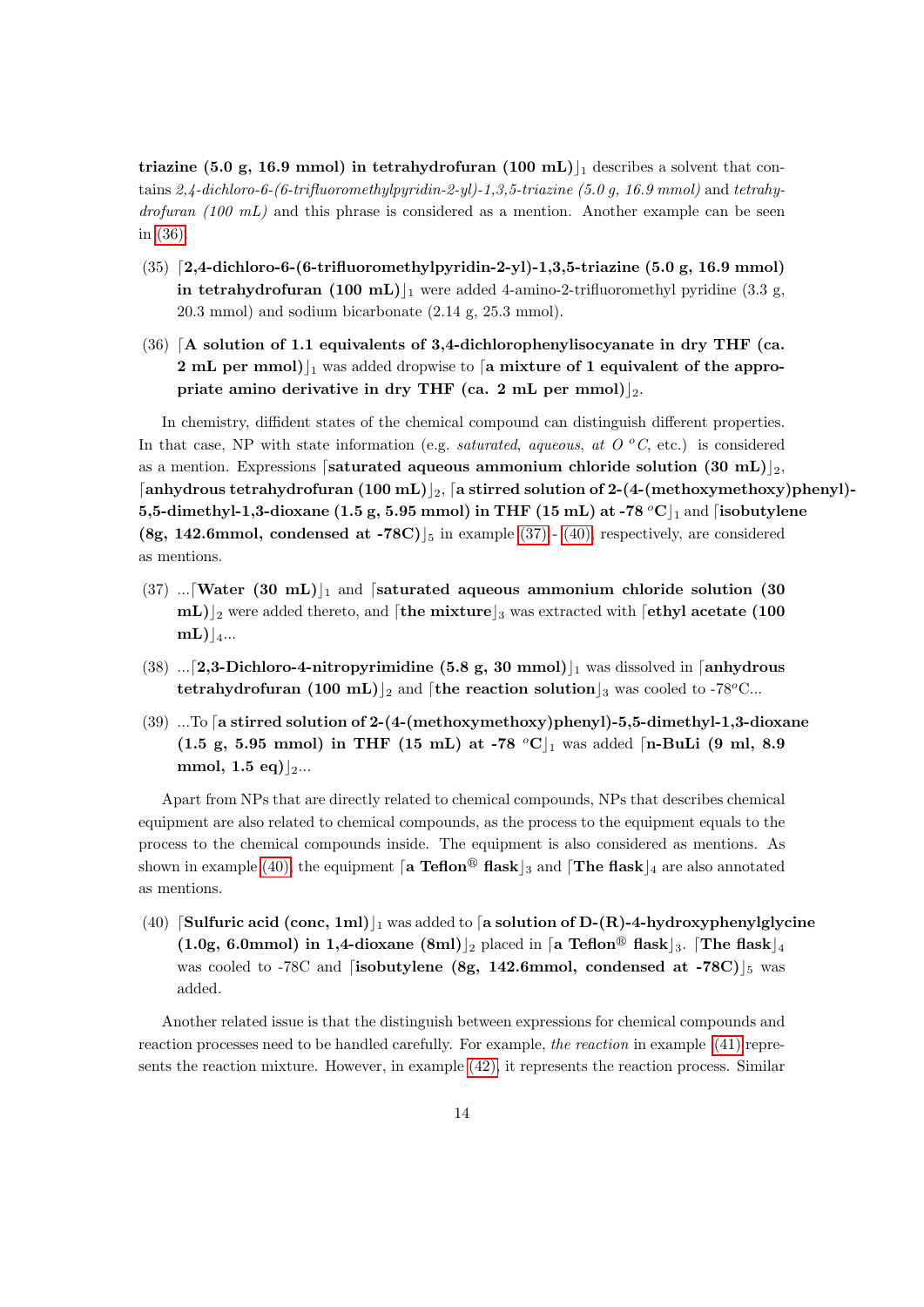**triazine (5.0 g, 16.9 mmol) in tetrahydrofuran (100 mL)**$\rfloor_1$ describes a solvent that contains *2,4-dichloro-6-(6-trifluoromethylpyridin-2-yl)-1,3,5-triazine (5.0 g, 16.9 mmol)* and *tetrahydrofuran (100 mL)* and this phrase is considered as a mention. Another example can be seen in (36).

(35) $\lceil$**2,4-dichloro-6-(6-trifluoromethylpyridin-2-yl)-1,3,5-triazine (5.0 g, 16.9 mmol) in tetrahydrofuran (100 mL)**$\rfloor_1$ were added 4-amino-2-trifluoromethyl pyridine (3.3 g, 20.3 mmol) and sodium bicarbonate (2.14 g, 25.3 mmol).

(36) $\lceil$**A solution of 1.1 equivalents of 3,4-dichlorophenylisocyanate in dry THF (ca. 2 mL per mmol)**$\rfloor_1$ was added dropwise to $\lceil$**a mixture of 1 equivalent of the appropriate amino derivative in dry THF (ca. 2 mL per mmol)**$\rfloor_2$.

In chemistry, diffident states of the chemical compound can distinguish different properties. In that case, NP with state information (e.g. *saturated*, *aqueous*, *at O $^oC$*, etc.) is considered as a mention. Expressions $\lceil$**saturated aqueous ammonium chloride solution (30 mL)**$\rfloor_2$, $\lceil$**anhydrous tetrahydrofuran (100 mL)**$\rfloor_2$, $\lceil$**a stirred solution of 2-(4-(methoxymethoxy)phenyl)-5,5-dimethyl-1,3-dioxane (1.5 g, 5.95 mmol) in THF (15 mL) at -78 $^o$C**$\rfloor_1$ and $\lceil$**isobutylene (8g, 142.6mmol, condensed at -78C)**$\rfloor_5$ in example (37) - (40), respectively, are considered as mentions.

(37) ...$\lceil$**Water (30 mL)**$\rfloor_1$ and $\lceil$**saturated aqueous ammonium chloride solution (30 mL)**$\rfloor_2$ were added thereto, and $\lceil$**the mixture**$\rfloor_3$ was extracted with $\lceil$**ethyl acetate (100 mL)**$\rfloor_4$...

(38) ...$\lceil$**2,3-Dichloro-4-nitropyrimidine (5.8 g, 30 mmol)**$\rfloor_1$ was dissolved in $\lceil$**anhydrous tetrahydrofuran (100 mL)**$\rfloor_2$ and $\lceil$**the reaction solution**$\rfloor_3$ was cooled to -78$^o$C...

(39) ...To $\lceil$**a stirred solution of 2-(4-(methoxymethoxy)phenyl)-5,5-dimethyl-1,3-dioxane (1.5 g, 5.95 mmol) in THF (15 mL) at -78 $^o$C**$\rfloor_1$ was added $\lceil$**n-BuLi (9 ml, 8.9 mmol, 1.5 eq)**$\rfloor_2$...

Apart from NPs that are directly related to chemical compounds, NPs that describes chemical equipment are also related to chemical compounds, as the process to the equipment equals to the process to the chemical compounds inside. The equipment is also considered as mentions. As shown in example (40), the equipment $\lceil$**a Teflon® flask**$\rfloor_3$ and $\lceil$**The flask**$\rfloor_4$ are also annotated as mentions.

(40) $\lceil$**Sulfuric acid (conc, 1ml)**$\rfloor_1$ was added to $\lceil$**a solution of D-(R)-4-hydroxyphenylglycine (1.0g, 6.0mmol) in 1,4-dioxane (8ml)**$\rfloor_2$ placed in $\lceil$**a Teflon® flask**$\rfloor_3$. $\lceil$**The flask**$\rfloor_4$ was cooled to -78C and $\lceil$**isobutylene (8g, 142.6mmol, condensed at -78C)**$\rfloor_5$ was added.

Another related issue is that the distinguish between expressions for chemical compounds and reaction processes need to be handled carefully. For example, *the reaction* in example (41) represents the reaction mixture. However, in example (42), it represents the reaction process. Similar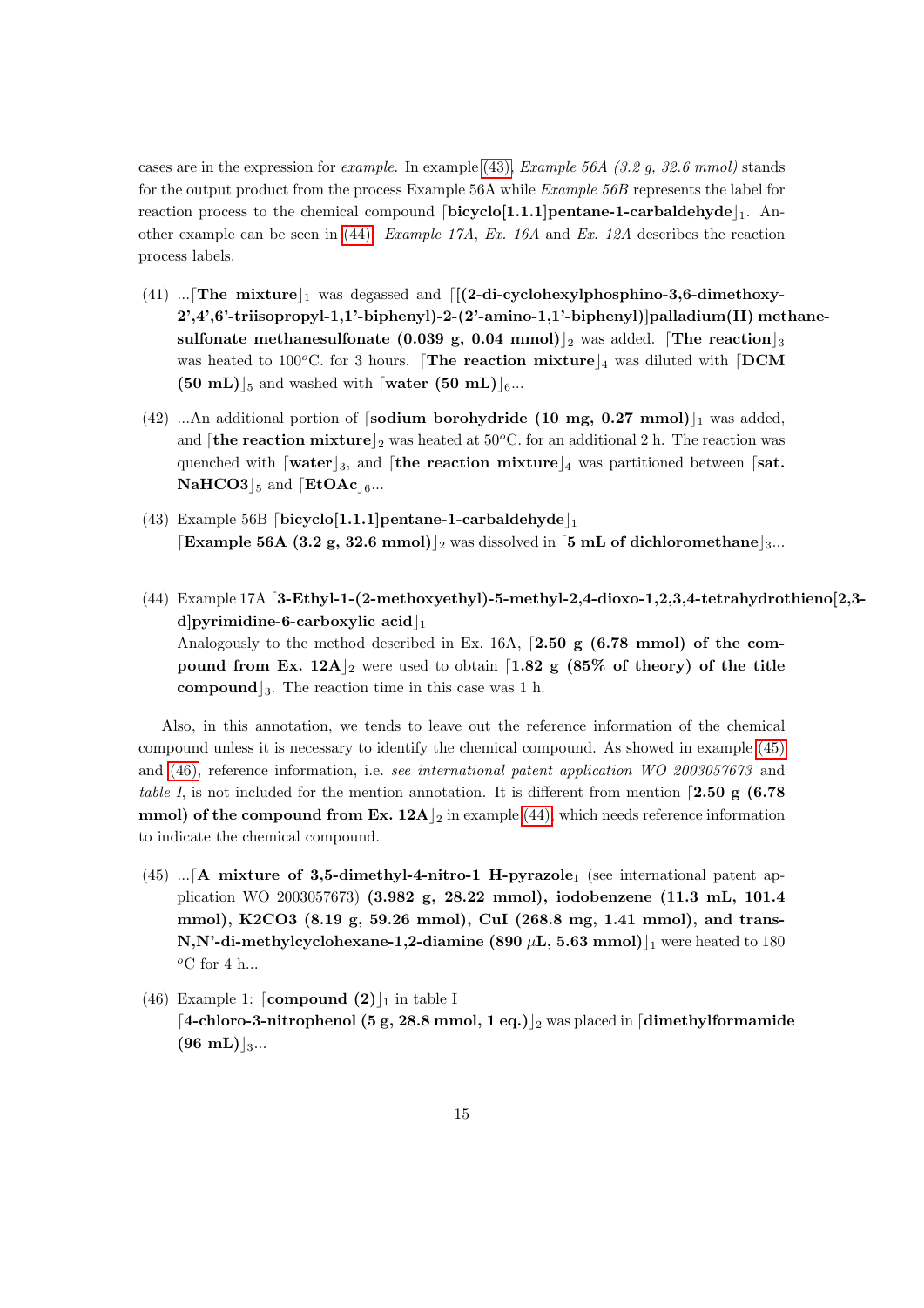cases are in the expression for *example*. In example (43), *Example 56A (3.2 g, 32.6 mmol)* stands for the output product from the process Example 56A while *Example 56B* represents the label for reaction process to the chemical compound ⌈**bicyclo[1.1.1]pentane-1-carbaldehyde**⌋$_1$. Another example can be seen in (44). *Example 17A*, *Ex. 16A* and *Ex. 12A* describes the reaction process labels.

(41) ...⌈**The mixture**⌋$_1$ was degassed and ⌈**[(2-di-cyclohexylphosphino-3,6-dimethoxy-2',4',6'-triisopropyl-1,1'-biphenyl)-2-(2'-amino-1,1'-biphenyl)]palladium(II) methanesulfonate methanesulfonate (0.039 g, 0.04 mmol)**⌋$_2$ was added. ⌈**The reaction**⌋$_3$ was heated to 100$^o$C. for 3 hours. ⌈**The reaction mixture**⌋$_4$ was diluted with ⌈**DCM (50 mL)**⌋$_5$ and washed with ⌈**water (50 mL)**⌋$_6$...

(42) ...An additional portion of ⌈**sodium borohydride (10 mg, 0.27 mmol)**⌋$_1$ was added, and ⌈**the reaction mixture**⌋$_2$ was heated at 50$^o$C. for an additional 2 h. The reaction was quenched with ⌈**water**⌋$_3$, and ⌈**the reaction mixture**⌋$_4$ was partitioned between ⌈**sat. NaHCO3**⌋$_5$ and ⌈**EtOAc**⌋$_6$...

(43) Example 56B ⌈**bicyclo[1.1.1]pentane-1-carbaldehyde**⌋$_1$
⌈**Example 56A (3.2 g, 32.6 mmol)**⌋$_2$ was dissolved in ⌈**5 mL of dichloromethane**⌋$_3$...

(44) Example 17A ⌈**3-Ethyl-1-(2-methoxyethyl)-5-methyl-2,4-dioxo-1,2,3,4-tetrahydrothieno[2,3-d]pyrimidine-6-carboxylic acid**⌋$_1$
Analogously to the method described in Ex. 16A, ⌈**2.50 g (6.78 mmol) of the compound from Ex. 12A**⌋$_2$ were used to obtain ⌈**1.82 g (85% of theory) of the title compound**⌋$_3$. The reaction time in this case was 1 h.

Also, in this annotation, we tends to leave out the reference information of the chemical compound unless it is necessary to identify the chemical compound. As showed in example (45) and (46), reference information, i.e. *see international patent application WO 2003057673* and *table I*, is not included for the mention annotation. It is different from mention ⌈**2.50 g (6.78 mmol) of the compound from Ex. 12A**⌋$_2$ in example (44), which needs reference information to indicate the chemical compound.

(45) ...⌈**A mixture of 3,5-dimethyl-4-nitro-1 H-pyrazole**$_1$ (see international patent application WO 2003057673) **(3.982 g, 28.22 mmol), iodobenzene (11.3 mL, 101.4 mmol), K2CO3 (8.19 g, 59.26 mmol), CuI (268.8 mg, 1.41 mmol), and trans-N,N'-di-methylcyclohexane-1,2-diamine (890 $\mu$L, 5.63 mmol)**⌋$_1$ were heated to 180 $^o$C for 4 h...

(46) Example 1: ⌈**compound (2)**⌋$_1$ in table I
⌈**4-chloro-3-nitrophenol (5 g, 28.8 mmol, 1 eq.)**⌋$_2$ was placed in ⌈**dimethylformamide (96 mL)**⌋$_3$...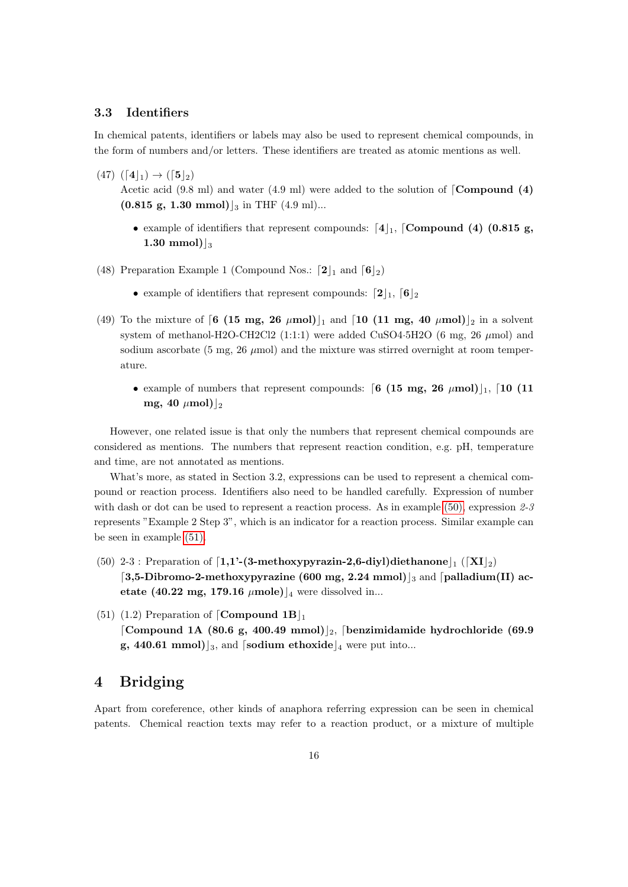### 3.3 Identifiers

In chemical patents, identifiers or labels may also be used to represent chemical compounds, in the form of numbers and/or letters. These identifiers are treated as atomic mentions as well.

(47) (⌈**4**⌋$_1$) → (⌈**5**⌋$_2$)
Acetic acid (9.8 ml) and water (4.9 ml) were added to the solution of ⌈**Compound (4) (0.815 g, 1.30 mmol)**⌋$_3$ in THF (4.9 ml)...

- example of identifiers that represent compounds: ⌈**4**⌋$_1$, ⌈**Compound (4) (0.815 g, 1.30 mmol)**⌋$_3$

(48) Preparation Example 1 (Compound Nos.: ⌈**2**⌋$_1$ and ⌈**6**⌋$_2$)

- example of identifiers that represent compounds: ⌈**2**⌋$_1$, ⌈**6**⌋$_2$

(49) To the mixture of ⌈**6 (15 mg, 26 $\mu$mol)**⌋$_1$ and ⌈**10 (11 mg, 40 $\mu$mol)**⌋$_2$ in a solvent system of methanol-H2O-CH2Cl2 (1:1:1) were added CuSO4·5H2O (6 mg, 26 $\mu$mol) and sodium ascorbate (5 mg, 26 $\mu$mol) and the mixture was stirred overnight at room temperature.

- example of numbers that represent compounds: ⌈**6 (15 mg, 26 $\mu$mol)**⌋$_1$, ⌈**10 (11 mg, 40 $\mu$mol)**⌋$_2$

However, one related issue is that only the numbers that represent chemical compounds are considered as mentions. The numbers that represent reaction condition, e.g. pH, temperature and time, are not annotated as mentions.

What's more, as stated in Section 3.2, expressions can be used to represent a chemical compound or reaction process. Identifiers also need to be handled carefully. Expression of number with dash or dot can be used to represent a reaction process. As in example (50), expression *2-3* represents "Example 2 Step 3", which is an indicator for a reaction process. Similar example can be seen in example (51).

(50) 2-3 : Preparation of ⌈**1,1'-(3-methoxypyrazin-2,6-diyl)diethanone**⌋$_1$ (⌈**XI**⌋$_2$)
⌈**3,5-Dibromo-2-methoxypyrazine (600 mg, 2.24 mmol)**⌋$_3$ and ⌈**palladium(II) acetate (40.22 mg, 179.16 $\mu$mole)**⌋$_4$ were dissolved in...

(51) (1.2) Preparation of ⌈**Compound 1B**⌋$_1$
⌈**Compound 1A (80.6 g, 400.49 mmol)**⌋$_2$, ⌈**benzimidamide hydrochloride (69.9 g, 440.61 mmol)**⌋$_3$, and ⌈**sodium ethoxide**⌋$_4$ were put into...

## 4 Bridging

Apart from coreference, other kinds of anaphora referring expression can be seen in chemical patents. Chemical reaction texts may refer to a reaction product, or a mixture of multiple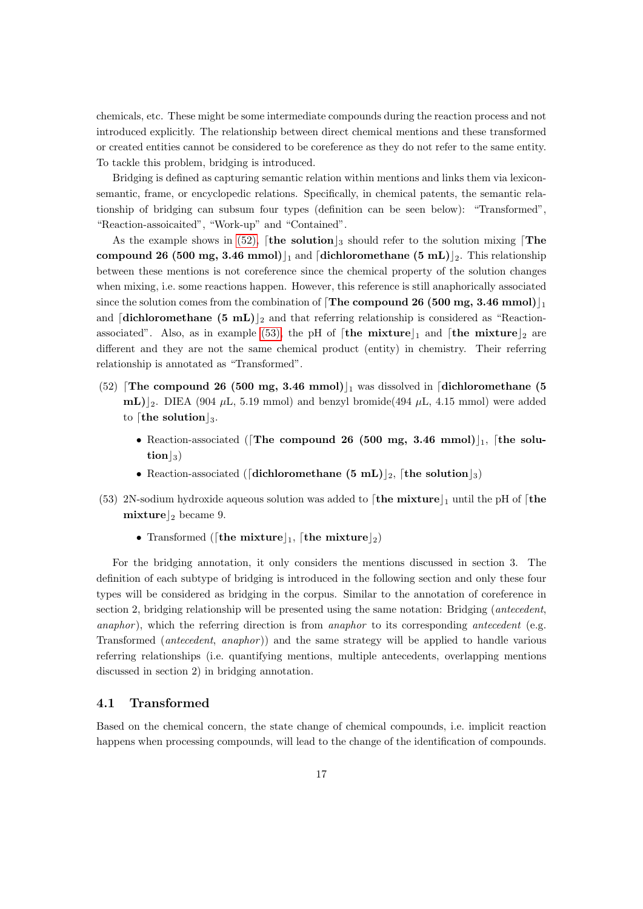chemicals, etc. These might be some intermediate compounds during the reaction process and not introduced explicitly. The relationship between direct chemical mentions and these transformed or created entities cannot be considered to be coreference as they do not refer to the same entity. To tackle this problem, bridging is introduced.

Bridging is defined as capturing semantic relation within mentions and links them via lexicon-semantic, frame, or encyclopedic relations. Specifically, in chemical patents, the semantic relationship of bridging can subsum four types (definition can be seen below): "Transformed", "Reaction-assoicaited", "Work-up" and "Contained".

As the example shows in (52), ⌈**the solution**⌋$_3$ should refer to the solution mixing ⌈**The compound 26 (500 mg, 3.46 mmol)**⌋$_1$ and ⌈**dichloromethane (5 mL)**⌋$_2$. This relationship between these mentions is not coreference since the chemical property of the solution changes when mixing, i.e. some reactions happen. However, this reference is still anaphorically associated since the solution comes from the combination of ⌈**The compound 26 (500 mg, 3.46 mmol)**⌋$_1$ and ⌈**dichloromethane (5 mL)**⌋$_2$ and that referring relationship is considered as "Reaction-associated". Also, as in example (53), the pH of ⌈**the mixture**⌋$_1$ and ⌈**the mixture**⌋$_2$ are different and they are not the same chemical product (entity) in chemistry. Their referring relationship is annotated as "Transformed".

(52) ⌈**The compound 26 (500 mg, 3.46 mmol)**⌋$_1$ was dissolved in ⌈**dichloromethane (5 mL)**⌋$_2$. DIEA (904 $\mu$L, 5.19 mmol) and benzyl bromide(494 $\mu$L, 4.15 mmol) were added to ⌈**the solution**⌋$_3$.

- Reaction-associated (⌈**The compound 26 (500 mg, 3.46 mmol)**⌋$_1$, ⌈**the solution**⌋$_3$)
- Reaction-associated (⌈**dichloromethane (5 mL)**⌋$_2$, ⌈**the solution**⌋$_3$)

(53) 2N-sodium hydroxide aqueous solution was added to ⌈**the mixture**⌋$_1$ until the pH of ⌈**the mixture**⌋$_2$ became 9.

- Transformed (⌈**the mixture**⌋$_1$, ⌈**the mixture**⌋$_2$)

For the bridging annotation, it only considers the mentions discussed in section 3. The definition of each subtype of bridging is introduced in the following section and only these four types will be considered as bridging in the corpus. Similar to the annotation of coreference in section 2, bridging relationship will be presented using the same notation: Bridging (*antecedent*, *anaphor*), which the referring direction is from *anaphor* to its corresponding *antecedent* (e.g. Transformed (*antecedent*, *anaphor*)) and the same strategy will be applied to handle various referring relationships (i.e. quantifying mentions, multiple antecedents, overlapping mentions discussed in section 2) in bridging annotation.

## 4.1 Transformed

Based on the chemical concern, the state change of chemical compounds, i.e. implicit reaction happens when processing compounds, will lead to the change of the identification of compounds.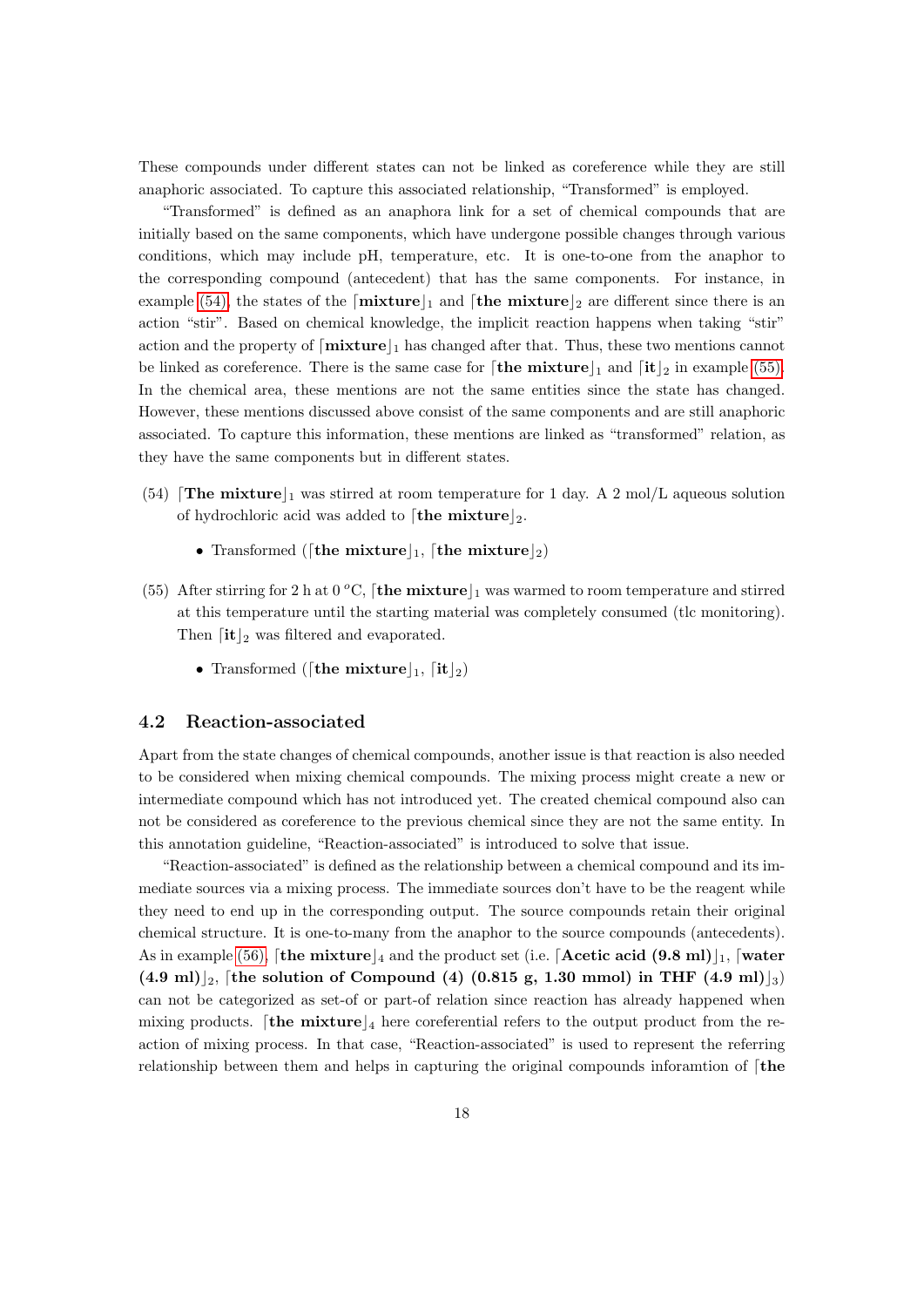These compounds under different states can not be linked as coreference while they are still anaphoric associated. To capture this associated relationship, "Transformed" is employed.

"Transformed" is defined as an anaphora link for a set of chemical compounds that are initially based on the same components, which have undergone possible changes through various conditions, which may include pH, temperature, etc. It is one-to-one from the anaphor to the corresponding compound (antecedent) that has the same components. For instance, in example (54), the states of the ⌈**mixture**⌋$_1$ and ⌈**the mixture**⌋$_2$ are different since there is an action "stir". Based on chemical knowledge, the implicit reaction happens when taking "stir" action and the property of ⌈**mixture**⌋$_1$ has changed after that. Thus, these two mentions cannot be linked as coreference. There is the same case for ⌈**the mixture**⌋$_1$ and ⌈**it**⌋$_2$ in example (55). In the chemical area, these mentions are not the same entities since the state has changed. However, these mentions discussed above consist of the same components and are still anaphoric associated. To capture this information, these mentions are linked as "transformed" relation, as they have the same components but in different states.

(54) ⌈**The mixture**⌋$_1$ was stirred at room temperature for 1 day. A 2 mol/L aqueous solution of hydrochloric acid was added to ⌈**the mixture**⌋$_2$.

- Transformed (⌈**the mixture**⌋$_1$, ⌈**the mixture**⌋$_2$)

(55) After stirring for 2 h at 0 $^{o}$C, ⌈**the mixture**⌋$_1$ was warmed to room temperature and stirred at this temperature until the starting material was completely consumed (tlc monitoring). Then ⌈**it**⌋$_2$ was filtered and evaporated.

- Transformed (⌈**the mixture**⌋$_1$, ⌈**it**⌋$_2$)

### 4.2 Reaction-associated

Apart from the state changes of chemical compounds, another issue is that reaction is also needed to be considered when mixing chemical compounds. The mixing process might create a new or intermediate compound which has not introduced yet. The created chemical compound also can not be considered as coreference to the previous chemical since they are not the same entity. In this annotation guideline, "Reaction-associated" is introduced to solve that issue.

"Reaction-associated" is defined as the relationship between a chemical compound and its immediate sources via a mixing process. The immediate sources don't have to be the reagent while they need to end up in the corresponding output. The source compounds retain their original chemical structure. It is one-to-many from the anaphor to the source compounds (antecedents). As in example (56), ⌈**the mixture**⌋$_4$ and the product set (i.e. ⌈**Acetic acid (9.8 ml)**⌋$_1$, ⌈**water (4.9 ml)**⌋$_2$, ⌈**the solution of Compound (4) (0.815 g, 1.30 mmol) in THF (4.9 ml)**⌋$_3$) can not be categorized as set-of or part-of relation since reaction has already happened when mixing products. ⌈**the mixture**⌋$_4$ here coreferential refers to the output product from the reaction of mixing process. In that case, "Reaction-associated" is used to represent the referring relationship between them and helps in capturing the original compounds inforamtion of ⌈**the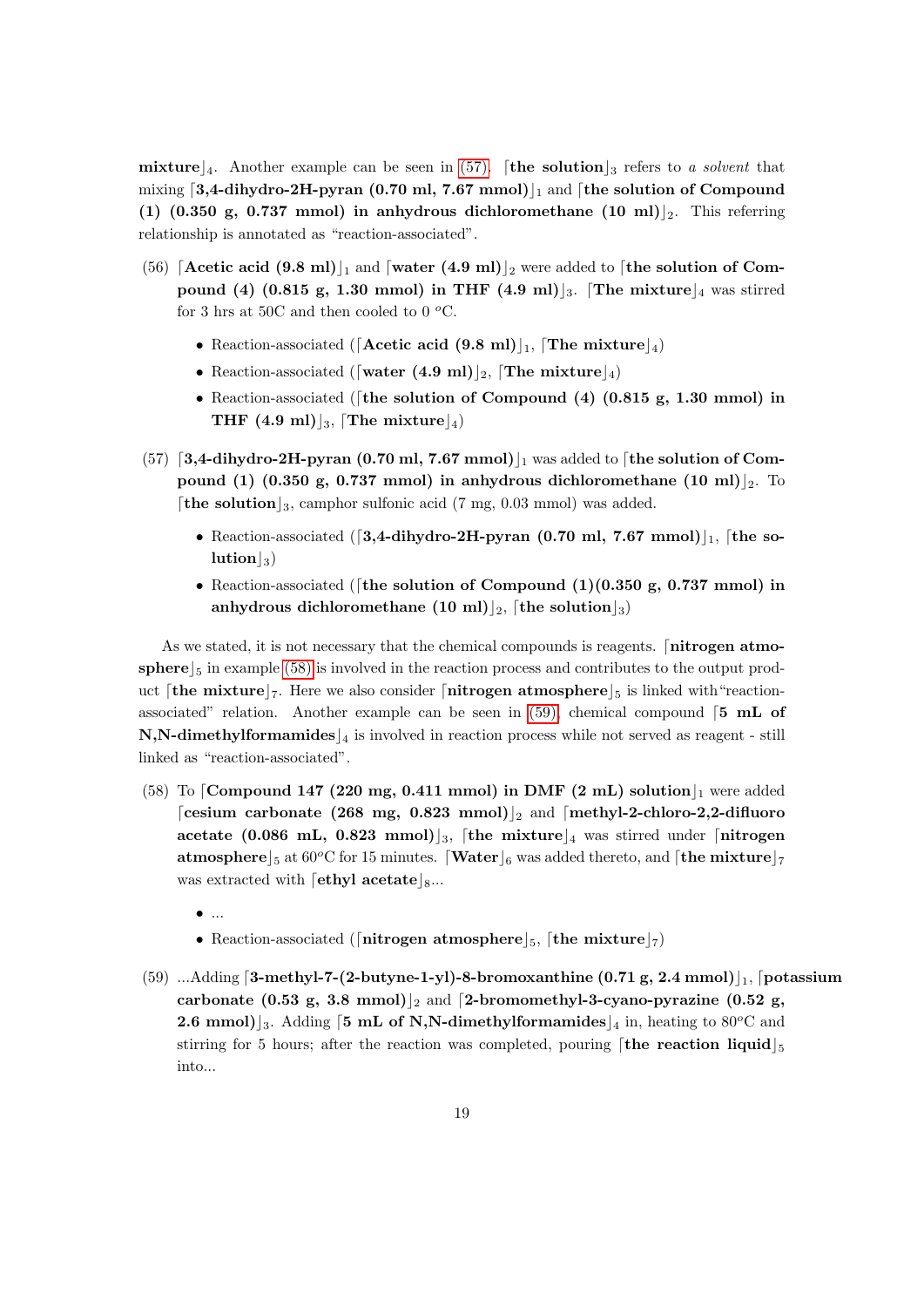**mixture**⌋$_4$. Another example can be seen in (57). ⌈**the solution**⌋$_3$ refers to *a solvent* that mixing ⌈**3,4-dihydro-2H-pyran (0.70 ml, 7.67 mmol)**⌋$_1$ and ⌈**the solution of Compound (1) (0.350 g, 0.737 mmol) in anhydrous dichloromethane (10 ml)**⌋$_2$. This referring relationship is annotated as "reaction-associated".

(56) ⌈**Acetic acid (9.8 ml)**⌋$_1$ and ⌈**water (4.9 ml)**⌋$_2$ were added to ⌈**the solution of Compound (4) (0.815 g, 1.30 mmol) in THF (4.9 ml)**⌋$_3$. ⌈**The mixture**⌋$_4$ was stirred for 3 hrs at 50C and then cooled to 0 $^o$C.

- Reaction-associated (⌈**Acetic acid (9.8 ml)**⌋$_1$, ⌈**The mixture**⌋$_4$)
- Reaction-associated (⌈**water (4.9 ml)**⌋$_2$, ⌈**The mixture**⌋$_4$)
- Reaction-associated (⌈**the solution of Compound (4) (0.815 g, 1.30 mmol) in THF (4.9 ml)**⌋$_3$, ⌈**The mixture**⌋$_4$)

(57) ⌈**3,4-dihydro-2H-pyran (0.70 ml, 7.67 mmol)**⌋$_1$ was added to ⌈**the solution of Compound (1) (0.350 g, 0.737 mmol) in anhydrous dichloromethane (10 ml)**⌋$_2$. To ⌈**the solution**⌋$_3$, camphor sulfonic acid (7 mg, 0.03 mmol) was added.

- Reaction-associated (⌈**3,4-dihydro-2H-pyran (0.70 ml, 7.67 mmol)**⌋$_1$, ⌈**the solution**⌋$_3$)
- Reaction-associated (⌈**the solution of Compound (1)(0.350 g, 0.737 mmol) in anhydrous dichloromethane (10 ml)**⌋$_2$, ⌈**the solution**⌋$_3$)

As we stated, it is not necessary that the chemical compounds is reagents. ⌈**nitrogen atmosphere**⌋$_5$ in example (58) is involved in the reaction process and contributes to the output product ⌈**the mixture**⌋$_7$. Here we also consider ⌈**nitrogen atmosphere**⌋$_5$ is linked with "reaction-associated" relation. Another example can be seen in (59), chemical compound ⌈**5 mL of N,N-dimethylformamides**⌋$_4$ is involved in reaction process while not served as reagent - still linked as "reaction-associated".

(58) To ⌈**Compound 147 (220 mg, 0.411 mmol) in DMF (2 mL) solution**⌋$_1$ were added ⌈**cesium carbonate (268 mg, 0.823 mmol)**⌋$_2$ and ⌈**methyl-2-chloro-2,2-difluoro acetate (0.086 mL, 0.823 mmol)**⌋$_3$, ⌈**the mixture**⌋$_4$ was stirred under ⌈**nitrogen atmosphere**⌋$_5$ at 60$^o$C for 15 minutes. ⌈**Water**⌋$_6$ was added thereto, and ⌈**the mixture**⌋$_7$ was extracted with ⌈**ethyl acetate**⌋$_8$...

- ...
- Reaction-associated (⌈**nitrogen atmosphere**⌋$_5$, ⌈**the mixture**⌋$_7$)

(59) ...Adding ⌈**3-methyl-7-(2-butyne-1-yl)-8-bromoxanthine (0.71 g, 2.4 mmol)**⌋$_1$, ⌈**potassium carbonate (0.53 g, 3.8 mmol)**⌋$_2$ and ⌈**2-bromomethyl-3-cyano-pyrazine (0.52 g, 2.6 mmol)**⌋$_3$. Adding ⌈**5 mL of N,N-dimethylformamides**⌋$_4$ in, heating to 80$^o$C and stirring for 5 hours; after the reaction was completed, pouring ⌈**the reaction liquid**⌋$_5$ into...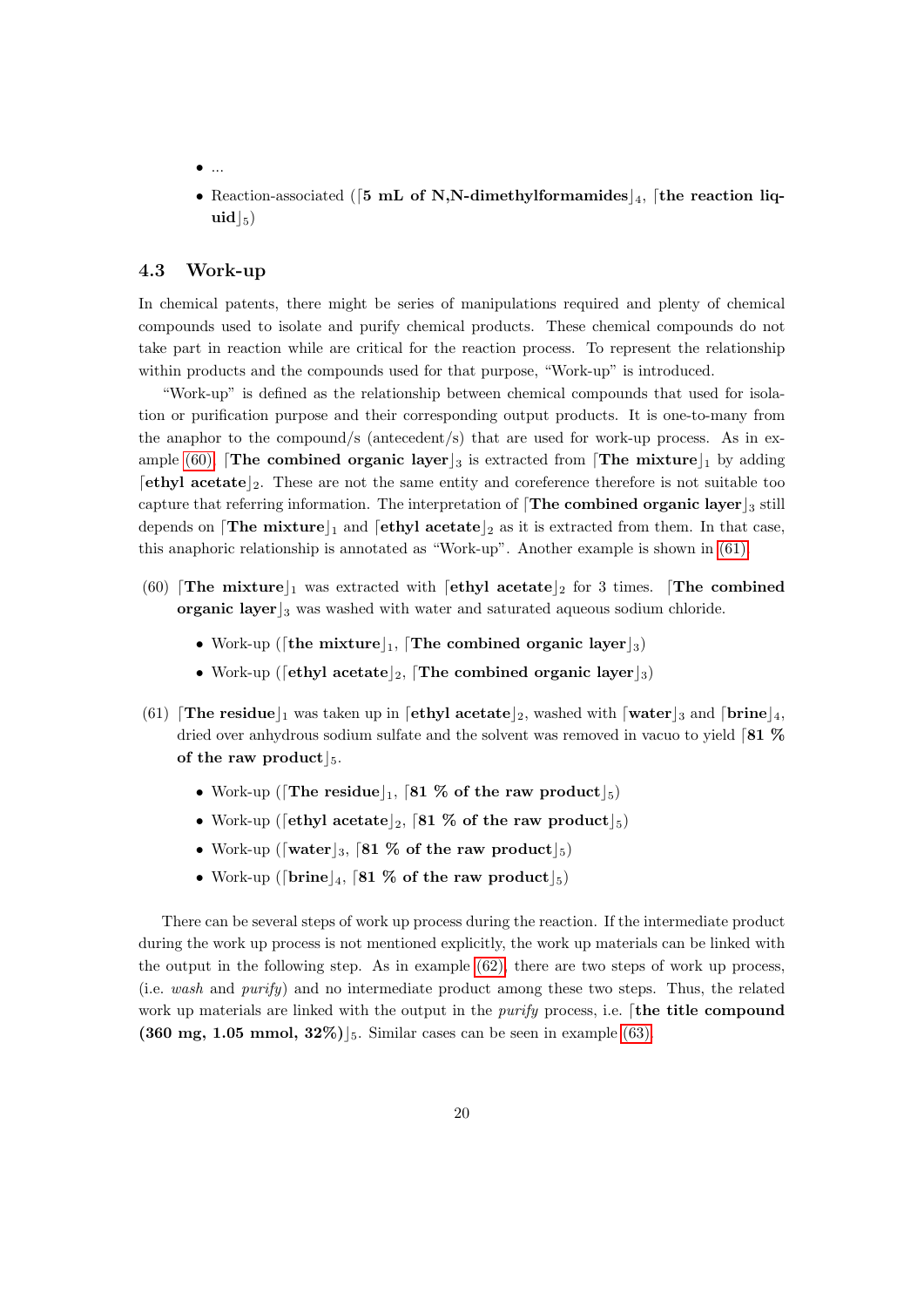- ...
- Reaction-associated (⌈**5 mL of N,N-dimethylformamides**⌋$_4$, ⌈**the reaction liquid**⌋$_5$)

### 4.3 Work-up

In chemical patents, there might be series of manipulations required and plenty of chemical compounds used to isolate and purify chemical products. These chemical compounds do not take part in reaction while are critical for the reaction process. To represent the relationship within products and the compounds used for that purpose, "Work-up" is introduced.

"Work-up" is defined as the relationship between chemical compounds that used for isolation or purification purpose and their corresponding output products. It is one-to-many from the anaphor to the compound/s (antecedent/s) that are used for work-up process. As in example (60), ⌈**The combined organic layer**⌋$_3$ is extracted from ⌈**The mixture**⌋$_1$ by adding ⌈**ethyl acetate**⌋$_2$. These are not the same entity and coreference therefore is not suitable too capture that referring information. The interpretation of ⌈**The combined organic layer**⌋$_3$ still depends on ⌈**The mixture**⌋$_1$ and ⌈**ethyl acetate**⌋$_2$ as it is extracted from them. In that case, this anaphoric relationship is annotated as "Work-up". Another example is shown in (61).

(60) ⌈**The mixture**⌋$_1$ was extracted with ⌈**ethyl acetate**⌋$_2$ for 3 times. ⌈**The combined organic layer**⌋$_3$ was washed with water and saturated aqueous sodium chloride.

- Work-up (⌈**the mixture**⌋$_1$, ⌈**The combined organic layer**⌋$_3$)
- Work-up (⌈**ethyl acetate**⌋$_2$, ⌈**The combined organic layer**⌋$_3$)

(61) ⌈**The residue**⌋$_1$ was taken up in ⌈**ethyl acetate**⌋$_2$, washed with ⌈**water**⌋$_3$ and ⌈**brine**⌋$_4$, dried over anhydrous sodium sulfate and the solvent was removed in vacuo to yield ⌈**81 % of the raw product**⌋$_5$.

- Work-up (⌈**The residue**⌋$_1$, ⌈**81 % of the raw product**⌋$_5$)
- Work-up (⌈**ethyl acetate**⌋$_2$, ⌈**81 % of the raw product**⌋$_5$)
- Work-up (⌈**water**⌋$_3$, ⌈**81 % of the raw product**⌋$_5$)
- Work-up (⌈**brine**⌋$_4$, ⌈**81 % of the raw product**⌋$_5$)

There can be several steps of work up process during the reaction. If the intermediate product during the work up process is not mentioned explicitly, the work up materials can be linked with the output in the following step. As in example (62), there are two steps of work up process, (i.e. *wash* and *purify*) and no intermediate product among these two steps. Thus, the related work up materials are linked with the output in the *purify* process, i.e. ⌈**the title compound (360 mg, 1.05 mmol, 32%)**⌋$_5$. Similar cases can be seen in example (63).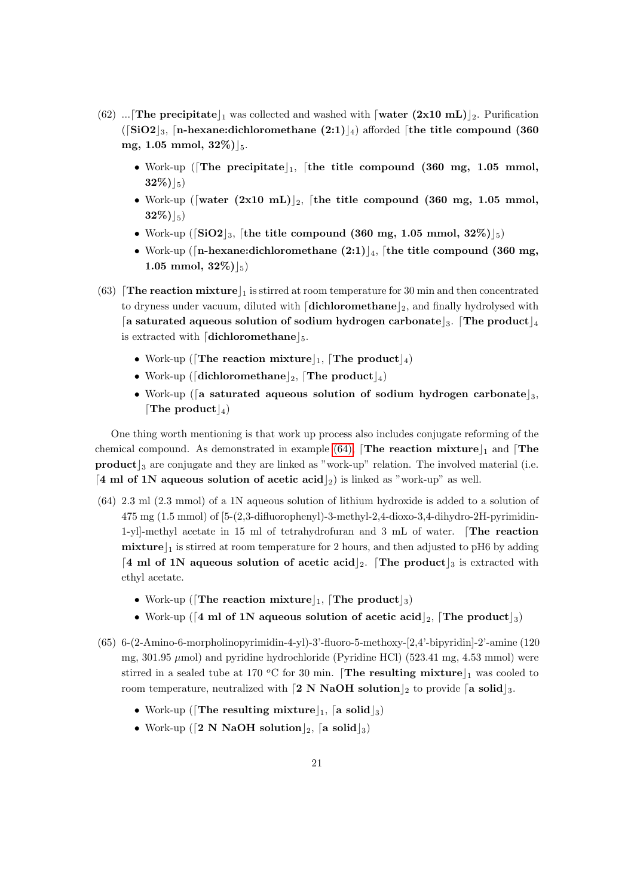(62) ...⌈**The precipitate**⌋$_1$ was collected and washed with ⌈**water (2x10 mL)**⌋$_2$. Purification (⌈**SiO2**⌋$_3$, ⌈**n-hexane:dichloromethane (2:1)**⌋$_4$) afforded ⌈**the title compound (360 mg, 1.05 mmol, 32%)**⌋$_5$.

- Work-up (⌈**The precipitate**⌋$_1$, ⌈**the title compound (360 mg, 1.05 mmol, 32%)**⌋$_5$)
- Work-up (⌈**water (2x10 mL)**⌋$_2$, ⌈**the title compound (360 mg, 1.05 mmol, 32%)**⌋$_5$)
- Work-up (⌈**SiO2**⌋$_3$, ⌈**the title compound (360 mg, 1.05 mmol, 32%)**⌋$_5$)
- Work-up (⌈**n-hexane:dichloromethane (2:1)**⌋$_4$, ⌈**the title compound (360 mg, 1.05 mmol, 32%)**⌋$_5$)

(63) ⌈**The reaction mixture**⌋$_1$ is stirred at room temperature for 30 min and then concentrated to dryness under vacuum, diluted with ⌈**dichloromethane**⌋$_2$, and finally hydrolysed with ⌈**a saturated aqueous solution of sodium hydrogen carbonate**⌋$_3$. ⌈**The product**⌋$_4$ is extracted with ⌈**dichloromethane**⌋$_5$.

- Work-up (⌈**The reaction mixture**⌋$_1$, ⌈**The product**⌋$_4$)
- Work-up (⌈**dichloromethane**⌋$_2$, ⌈**The product**⌋$_4$)
- Work-up (⌈**a saturated aqueous solution of sodium hydrogen carbonate**⌋$_3$, ⌈**The product**⌋$_4$)

One thing worth mentioning is that work up process also includes conjugate reforming of the chemical compound. As demonstrated in example (64), ⌈**The reaction mixture**⌋$_1$ and ⌈**The product**⌋$_3$ are conjugate and they are linked as "work-up" relation. The involved material (i.e. ⌈**4 ml of 1N aqueous solution of acetic acid**⌋$_2$) is linked as "work-up" as well.

(64) 2.3 ml (2.3 mmol) of a 1N aqueous solution of lithium hydroxide is added to a solution of 475 mg (1.5 mmol) of [5-(2,3-difluorophenyl)-3-methyl-2,4-dioxo-3,4-dihydro-2H-pyrimidin-1-yl]-methyl acetate in 15 ml of tetrahydrofuran and 3 mL of water. ⌈**The reaction mixture**⌋$_1$ is stirred at room temperature for 2 hours, and then adjusted to pH6 by adding ⌈**4 ml of 1N aqueous solution of acetic acid**⌋$_2$. ⌈**The product**⌋$_3$ is extracted with ethyl acetate.

- Work-up (⌈**The reaction mixture**⌋$_1$, ⌈**The product**⌋$_3$)
- Work-up (⌈**4 ml of 1N aqueous solution of acetic acid**⌋$_2$, ⌈**The product**⌋$_3$)

(65) 6-(2-Amino-6-morpholinopyrimidin-4-yl)-3'-fluoro-5-methoxy-[2,4'-bipyridin]-2'-amine (120 mg, 301.95 $\mu$mol) and pyridine hydrochloride (Pyridine HCl) (523.41 mg, 4.53 mmol) were stirred in a sealed tube at 170 $^o$C for 30 min. ⌈**The resulting mixture**⌋$_1$ was cooled to room temperature, neutralized with ⌈**2 N NaOH solution**⌋$_2$ to provide ⌈**a solid**⌋$_3$.

- Work-up (⌈**The resulting mixture**⌋$_1$, ⌈**a solid**⌋$_3$)
- Work-up (⌈**2 N NaOH solution**⌋$_2$, ⌈**a solid**⌋$_3$)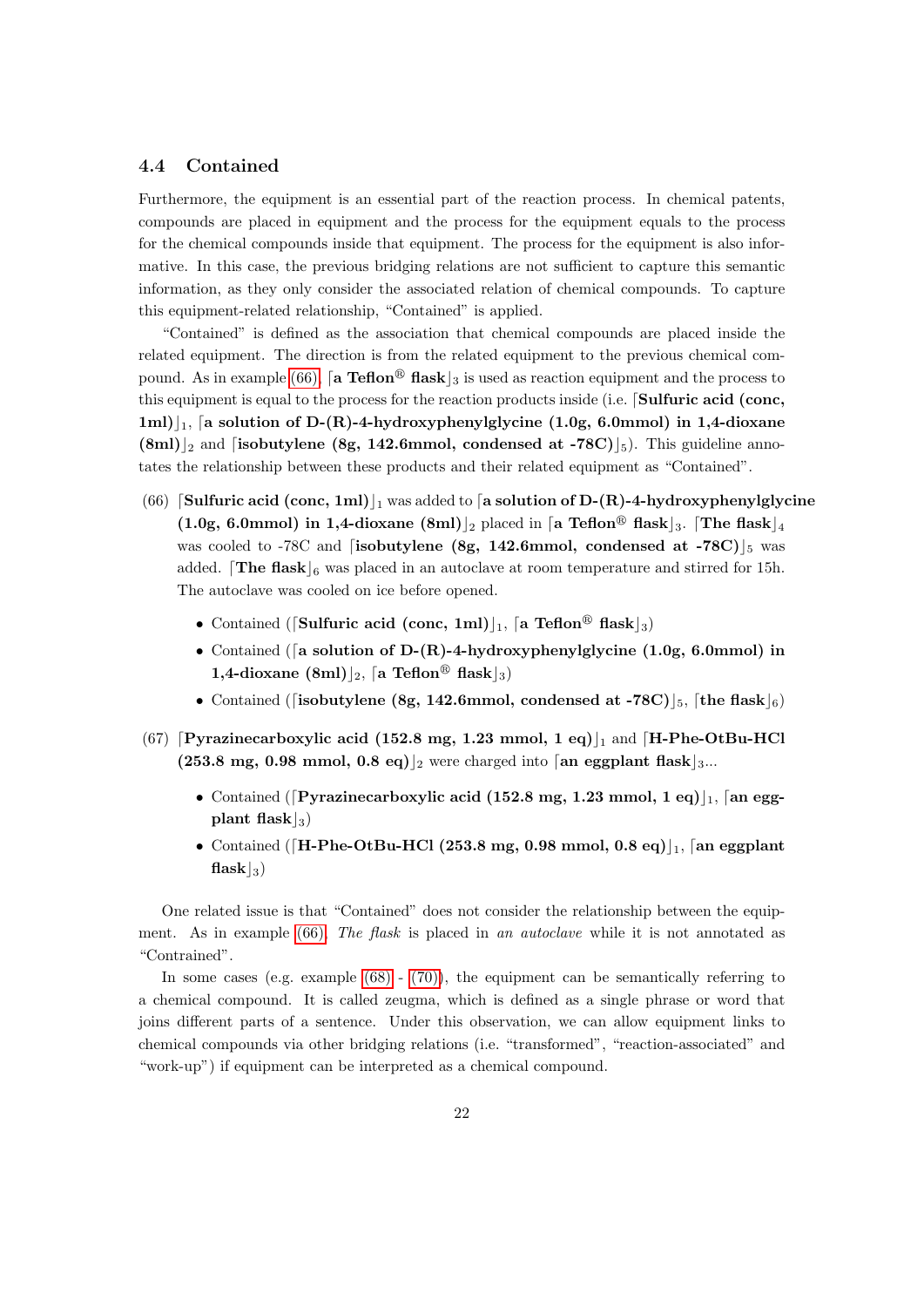### 4.4 Contained

Furthermore, the equipment is an essential part of the reaction process. In chemical patents, compounds are placed in equipment and the process for the equipment equals to the process for the chemical compounds inside that equipment. The process for the equipment is also informative. In this case, the previous bridging relations are not sufficient to capture this semantic information, as they only consider the associated relation of chemical compounds. To capture this equipment-related relationship, "Contained" is applied.

"Contained" is defined as the association that chemical compounds are placed inside the related equipment. The direction is from the related equipment to the previous chemical compound. As in example (66), $\lceil$**a Teflon® flask**$\rfloor_3$ is used as reaction equipment and the process to this equipment is equal to the process for the reaction products inside (i.e. $\lceil$**Sulfuric acid (conc, 1ml)**$\rfloor_1$, $\lceil$**a solution of D-(R)-4-hydroxyphenylglycine (1.0g, 6.0mmol) in 1,4-dioxane (8ml)**$\rfloor_2$ and $\lceil$**isobutylene (8g, 142.6mmol, condensed at -78C)**$\rfloor_5$). This guideline annotates the relationship between these products and their related equipment as "Contained".

(66) $\lceil$**Sulfuric acid (conc, 1ml)**$\rfloor_1$ was added to $\lceil$**a solution of D-(R)-4-hydroxyphenylglycine (1.0g, 6.0mmol) in 1,4-dioxane (8ml)**$\rfloor_2$ placed in $\lceil$**a Teflon® flask**$\rfloor_3$. $\lceil$**The flask**$\rfloor_4$ was cooled to -78C and $\lceil$**isobutylene (8g, 142.6mmol, condensed at -78C)**$\rfloor_5$ was added. $\lceil$**The flask**$\rfloor_6$ was placed in an autoclave at room temperature and stirred for 15h. The autoclave was cooled on ice before opened.

- Contained ($\lceil$**Sulfuric acid (conc, 1ml)**$\rfloor_1$, $\lceil$**a Teflon® flask**$\rfloor_3$)
- Contained ($\lceil$**a solution of D-(R)-4-hydroxyphenylglycine (1.0g, 6.0mmol) in 1,4-dioxane (8ml)**$\rfloor_2$, $\lceil$**a Teflon® flask**$\rfloor_3$)
- Contained ($\lceil$**isobutylene (8g, 142.6mmol, condensed at -78C)**$\rfloor_5$, $\lceil$**the flask**$\rfloor_6$)

(67) $\lceil$**Pyrazinecarboxylic acid (152.8 mg, 1.23 mmol, 1 eq)**$\rfloor_1$ and $\lceil$**H-Phe-OtBu-HCl (253.8 mg, 0.98 mmol, 0.8 eq)**$\rfloor_2$ were charged into $\lceil$**an eggplant flask**$\rfloor_3$...

- Contained ($\lceil$**Pyrazinecarboxylic acid (152.8 mg, 1.23 mmol, 1 eq)**$\rfloor_1$, $\lceil$**an eggplant flask**$\rfloor_3$)
- Contained ($\lceil$**H-Phe-OtBu-HCl (253.8 mg, 0.98 mmol, 0.8 eq)**$\rfloor_1$, $\lceil$**an eggplant flask**$\rfloor_3$)

One related issue is that "Contained" does not consider the relationship between the equipment. As in example (66). *The flask* is placed in *an autoclave* while it is not annotated as "Contrained".

In some cases (e.g. example (68) - (70)), the equipment can be semantically referring to a chemical compound. It is called zeugma, which is defined as a single phrase or word that joins different parts of a sentence. Under this observation, we can allow equipment links to chemical compounds via other bridging relations (i.e. "transformed", "reaction-associated" and "work-up") if equipment can be interpreted as a chemical compound.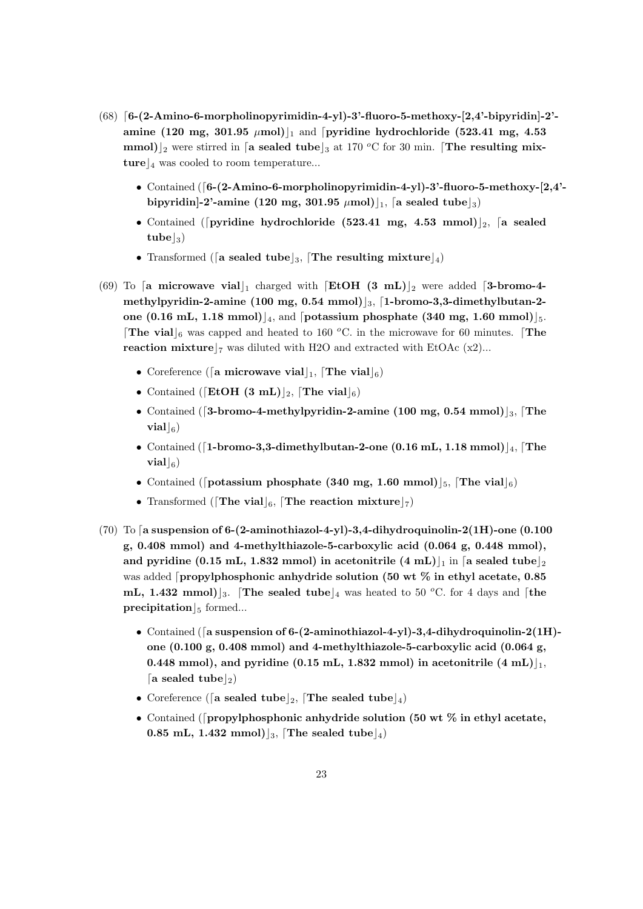(68) ⌈**6-(2-Amino-6-morpholinopyrimidin-4-yl)-3'-fluoro-5-methoxy-[2,4'-bipyridin]-2'-amine (120 mg, 301.95 $\mu$mol)**⌋$_1$ and ⌈**pyridine hydrochloride (523.41 mg, 4.53 mmol)**⌋$_2$ were stirred in ⌈**a sealed tube**⌋$_3$ at 170 $^o$C for 30 min. ⌈**The resulting mixture**⌋$_4$ was cooled to room temperature...

- Contained (⌈**6-(2-Amino-6-morpholinopyrimidin-4-yl)-3'-fluoro-5-methoxy-[2,4'-bipyridin]-2'-amine (120 mg, 301.95 $\mu$mol)**⌋$_1$, ⌈**a sealed tube**⌋$_3$)
- Contained (⌈**pyridine hydrochloride (523.41 mg, 4.53 mmol)**⌋$_2$, ⌈**a sealed tube**⌋$_3$)
- Transformed (⌈**a sealed tube**⌋$_3$, ⌈**The resulting mixture**⌋$_4$)

(69) To ⌈**a microwave vial**⌋$_1$ charged with ⌈**EtOH (3 mL)**⌋$_2$ were added ⌈**3-bromo-4-methylpyridin-2-amine (100 mg, 0.54 mmol)**⌋$_3$, ⌈**1-bromo-3,3-dimethylbutan-2-one (0.16 mL, 1.18 mmol)**⌋$_4$, and ⌈**potassium phosphate (340 mg, 1.60 mmol)**⌋$_5$. ⌈**The vial**⌋$_6$ was capped and heated to 160 $^o$C. in the microwave for 60 minutes. ⌈**The reaction mixture**⌋$_7$ was diluted with H2O and extracted with EtOAc (x2)...

- Coreference (⌈**a microwave vial**⌋$_1$, ⌈**The vial**⌋$_6$)
- Contained (⌈**EtOH (3 mL)**⌋$_2$, ⌈**The vial**⌋$_6$)
- Contained (⌈**3-bromo-4-methylpyridin-2-amine (100 mg, 0.54 mmol)**⌋$_3$, ⌈**The vial**⌋$_6$)
- Contained (⌈**1-bromo-3,3-dimethylbutan-2-one (0.16 mL, 1.18 mmol)**⌋$_4$, ⌈**The vial**⌋$_6$)
- Contained (⌈**potassium phosphate (340 mg, 1.60 mmol)**⌋$_5$, ⌈**The vial**⌋$_6$)
- Transformed (⌈**The vial**⌋$_6$, ⌈**The reaction mixture**⌋$_7$)

(70) To ⌈**a suspension of 6-(2-aminothiazol-4-yl)-3,4-dihydroquinolin-2(1H)-one (0.100 g, 0.408 mmol) and 4-methylthiazole-5-carboxylic acid (0.064 g, 0.448 mmol), and pyridine (0.15 mL, 1.832 mmol) in acetonitrile (4 mL)**⌋$_1$ in ⌈**a sealed tube**⌋$_2$ was added ⌈**propylphosphonic anhydride solution (50 wt % in ethyl acetate, 0.85 mL, 1.432 mmol)**⌋$_3$. ⌈**The sealed tube**⌋$_4$ was heated to 50 $^o$C. for 4 days and ⌈**the precipitation**⌋$_5$ formed...

- Contained (⌈**a suspension of 6-(2-aminothiazol-4-yl)-3,4-dihydroquinolin-2(1H)-one (0.100 g, 0.408 mmol) and 4-methylthiazole-5-carboxylic acid (0.064 g, 0.448 mmol), and pyridine (0.15 mL, 1.832 mmol) in acetonitrile (4 mL)**⌋$_1$, ⌈**a sealed tube**⌋$_2$)
- Coreference (⌈**a sealed tube**⌋$_2$, ⌈**The sealed tube**⌋$_4$)
- Contained (⌈**propylphosphonic anhydride solution (50 wt % in ethyl acetate, 0.85 mL, 1.432 mmol)**⌋$_3$, ⌈**The sealed tube**⌋$_4$)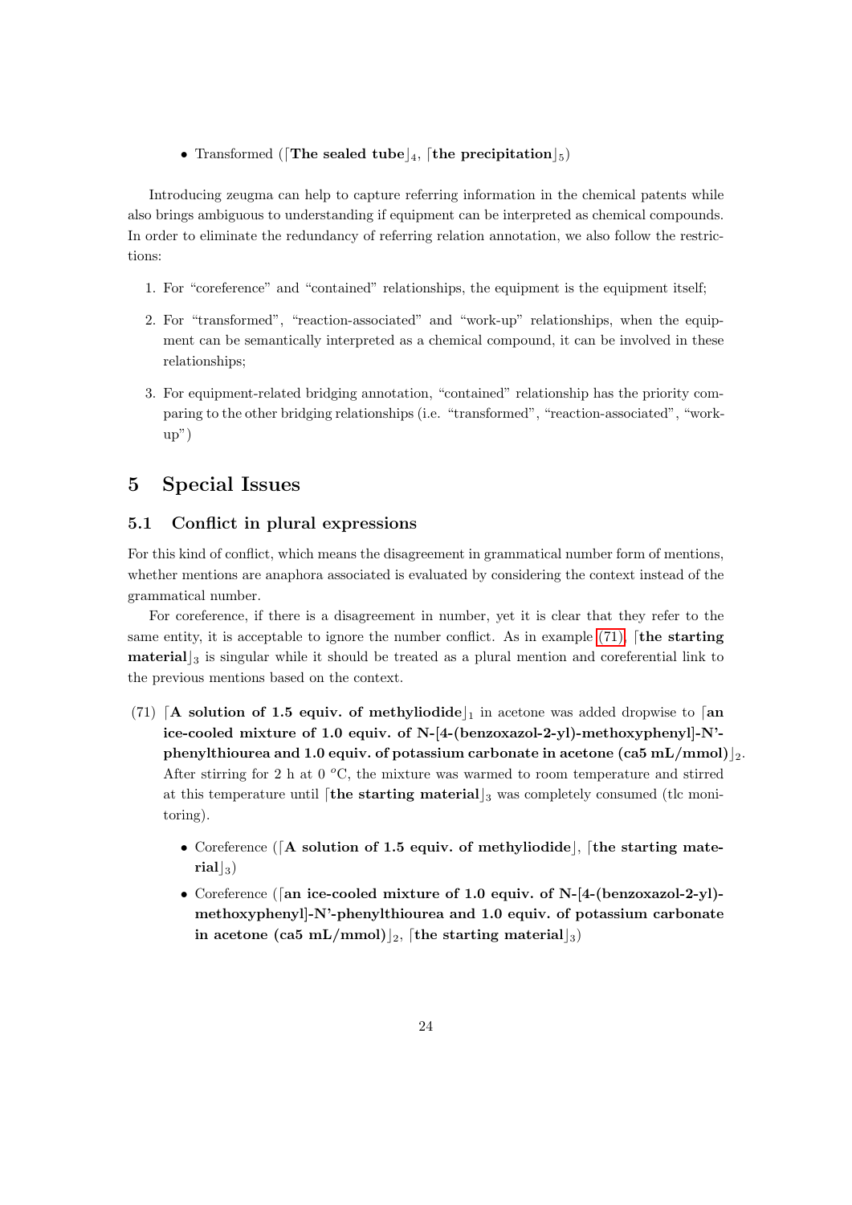- Transformed ([**The sealed tube**]$_4$, [**the precipitation**]$_5$)

Introducing zeugma can help to capture referring information in the chemical patents while also brings ambiguous to understanding if equipment can be interpreted as chemical compounds. In order to eliminate the redundancy of referring relation annotation, we also follow the restrictions:

1. For "coreference" and "contained" relationships, the equipment is the equipment itself;
2. For "transformed", "reaction-associated" and "work-up" relationships, when the equipment can be semantically interpreted as a chemical compound, it can be involved in these relationships;
3. For equipment-related bridging annotation, "contained" relationship has the priority comparing to the other bridging relationships (i.e. "transformed", "reaction-associated", "work-up")

# 5 Special Issues

## 5.1 Conflict in plural expressions

For this kind of conflict, which means the disagreement in grammatical number form of mentions, whether mentions are anaphora associated is evaluated by considering the context instead of the grammatical number.

For coreference, if there is a disagreement in number, yet it is clear that they refer to the same entity, it is acceptable to ignore the number conflict. As in example (71), [**the starting material**]$_3$ is singular while it should be treated as a plural mention and coreferential link to the previous mentions based on the context.

(71) [**A solution of 1.5 equiv. of methyliodide**]$_1$ in acetone was added dropwise to [**an ice-cooled mixture of 1.0 equiv. of N-[4-(benzoxazol-2-yl)-methoxyphenyl]-N'-phenylthiourea and 1.0 equiv. of potassium carbonate in acetone (ca5 mL/mmol)**]$_2$. After stirring for 2 h at 0 $^o$C, the mixture was warmed to room temperature and stirred at this temperature until [**the starting material**]$_3$ was completely consumed (tlc monitoring).

- Coreference ([**A solution of 1.5 equiv. of methyliodide**], [**the starting material**]$_3$)
- Coreference ([**an ice-cooled mixture of 1.0 equiv. of N-[4-(benzoxazol-2-yl)-methoxyphenyl]-N'-phenylthiourea and 1.0 equiv. of potassium carbonate in acetone (ca5 mL/mmol)**]$_2$, [**the starting material**]$_3$)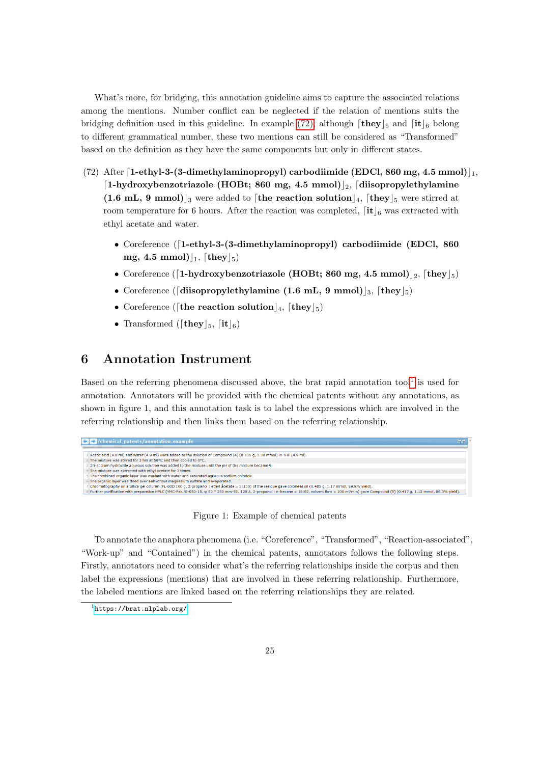What's more, for bridging, this annotation guideline aims to capture the associated relations among the mentions. Number conflict can be neglected if the relation of mentions suits the bridging definition used in this guideline. In example (72), although ⌈**they**⌋$_5$ and ⌈**it**⌋$_6$ belong to different grammatical number, these two mentions can still be considered as "Transformed" based on the definition as they have the same components but only in different states.

(72) After ⌈**1-ethyl-3-(3-dimethylaminopropyl) carbodiimide (EDCl, 860 mg, 4.5 mmol)**⌋$_1$, ⌈**1-hydroxybenzotriazole (HOBt; 860 mg, 4.5 mmol)**⌋$_2$, ⌈**diisopropylethylamine (1.6 mL, 9 mmol)**⌋$_3$ were added to ⌈**the reaction solution**⌋$_4$, ⌈**they**⌋$_5$ were stirred at room temperature for 6 hours. After the reaction was completed, ⌈**it**⌋$_6$ was extracted with ethyl acetate and water.

- Coreference (⌈**1-ethyl-3-(3-dimethylaminopropyl) carbodiimide (EDCl, 860 mg, 4.5 mmol)**⌋$_1$, ⌈**they**⌋$_5$)
- Coreference (⌈**1-hydroxybenzotriazole (HOBt; 860 mg, 4.5 mmol)**⌋$_2$, ⌈**they**⌋$_5$)
- Coreference (⌈**diisopropylethylamine (1.6 mL, 9 mmol)**⌋$_3$, ⌈**they**⌋$_5$)
- Coreference (⌈**the reaction solution**⌋$_4$, ⌈**they**⌋$_5$)
- Transformed (⌈**they**⌋$_5$, ⌈**it**⌋$_6$)

## 6 Annotation Instrument

Based on the referring phenomena discussed above, the brat rapid annotation tool[1] is used for annotation. Annotators will be provided with the chemical patents without any annotations, as shown in figure 1, and this annotation task is to label the expressions which are involved in the referring relationship and then links them based on the referring relationship.

/chemical_patents/annotation_example

1 Acetic acid (9.8 ml) and water (4.9 ml) were added to the solution of Compound (4) (0.815 g, 1.30 mmol) in THF (4.9 ml).
2 The mixture was stirred for 3 hrs at 50°C and then cooled to 0°C.
3 2N-sodium hydroxide aqueous solution was added to the mixture until the pH of the mixture became 9.
4 The mixture was extracted with ethyl acetate for 3 times.
5 The combined organic layer was washed with water and saturated aqueous sodium chloride.
6 The organic layer was dried over anhydrous magnesium sulfate and evaporated.
7 Chromatography on a Silica gel column (FL-60D 100 g, 2-propanol : ethyl acetate = 5:100) of the residue gave colorless oil (0.485 g, 1.17 mmol, 89.9% yield).
8 Further purification with preparative HPLC (YMC-Pak RI-053-15, φ 50 * 250 mm-SIL 120 A, 2-propanol : n-hexane = 18:82, solvent flow = 100 ml/min) gave Compound (5) (0.417 g, 1.12 mmol, 86.3% yield).

Figure 1: Example of chemical patents

To annotate the anaphora phenomena (i.e. "Coreference", "Transformed", "Reaction-associated", "Work-up" and "Contained") in the chemical patents, annotators follows the following steps. Firstly, annotators need to consider what's the referring relationships inside the corpus and then label the expressions (mentions) that are involved in these referring relationship. Furthermore, the labeled mentions are linked based on the referring relationships they are related.

[1] https://brat.nlplab.org/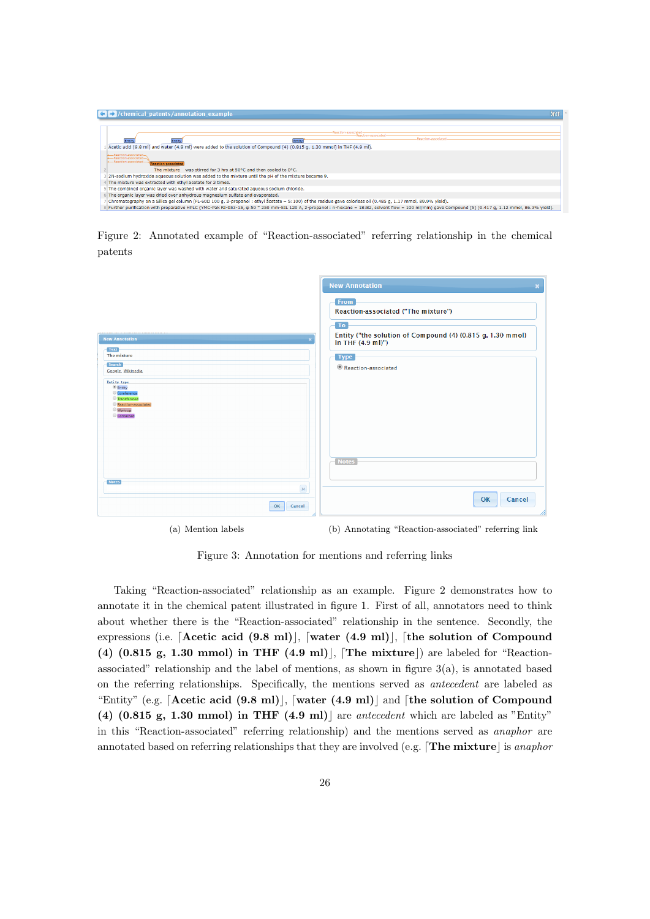Figure 2: Annotated example of "Reaction-associated" referring relationship in the chemical patents

(a) Mention labels

(b) Annotating "Reaction-associated" referring link

Figure 3: Annotation for mentions and referring links

Taking "Reaction-associated" relationship as an example. Figure 2 demonstrates how to annotate it in the chemical patent illustrated in figure 1. First of all, annotators need to think about whether there is the "Reaction-associated" relationship in the sentence. Secondly, the expressions (i.e. ⌈**Acetic acid (9.8 ml)**⌋, ⌈**water (4.9 ml)**⌋, ⌈**the solution of Compound (4) (0.815 g, 1.30 mmol) in THF (4.9 ml)**⌋, ⌈**The mixture**⌋) are labeled for "Reaction-associated" relationship and the label of mentions, as shown in figure 3(a), is annotated based on the referring relationships. Specifically, the mentions served as *antecedent* are labeled as "Entity" (e.g. ⌈**Acetic acid (9.8 ml)**⌋, ⌈**water (4.9 ml)**⌋ and ⌈**the solution of Compound (4) (0.815 g, 1.30 mmol) in THF (4.9 ml)**⌋ are *antecedent* which are labeled as "Entity" in this "Reaction-associated" referring relationship) and the mentions served as *anaphor* are annotated based on referring relationships that they are involved (e.g. ⌈**The mixture**⌋ is *anaphor*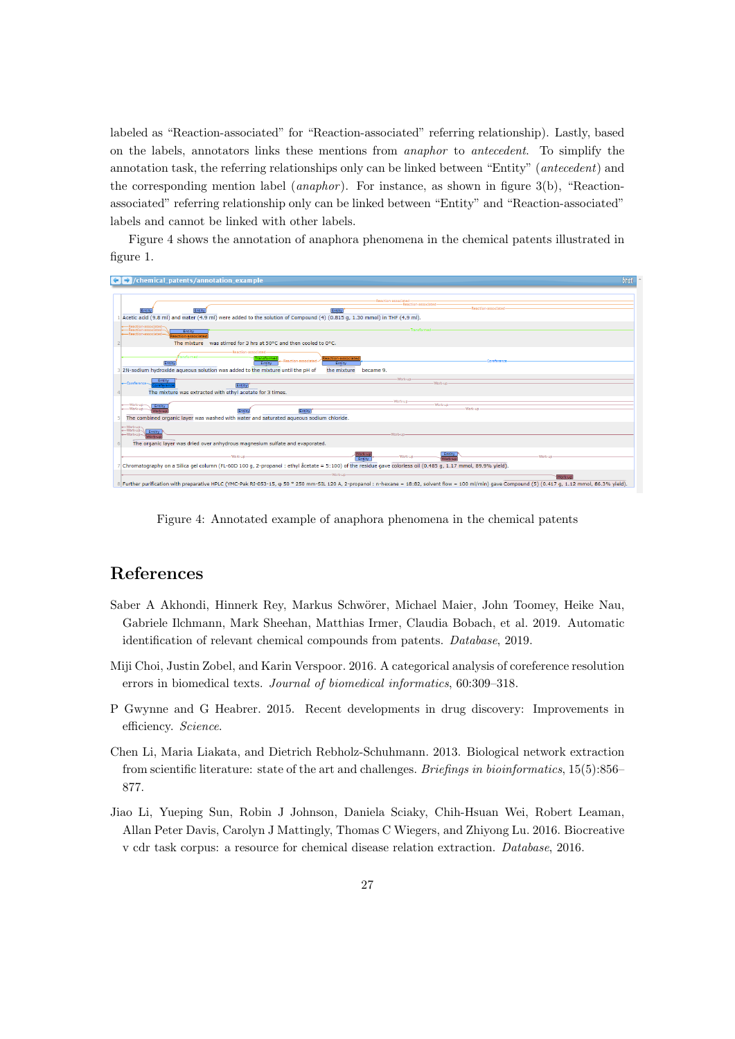labeled as "Reaction-associated" for "Reaction-associated" referring relationship). Lastly, based on the labels, annotators links these mentions from *anaphor* to *antecedent*. To simplify the annotation task, the referring relationships only can be linked between "Entity" (*antecedent*) and the corresponding mention label (*anaphor*). For instance, as shown in figure 3(b), "Reaction-associated" referring relationship only can be linked between "Entity" and "Reaction-associated" labels and cannot be linked with other labels.

Figure 4 shows the annotation of anaphora phenomena in the chemical patents illustrated in figure 1.

Figure 4: Annotated example of anaphora phenomena in the chemical patents

# References

Saber A Akhondi, Hinnerk Rey, Markus Schwörer, Michael Maier, John Toomey, Heike Nau, Gabriele Ilchmann, Mark Sheehan, Matthias Irmer, Claudia Bobach, et al. 2019. Automatic identification of relevant chemical compounds from patents. *Database*, 2019.

Miji Choi, Justin Zobel, and Karin Verspoor. 2016. A categorical analysis of coreference resolution errors in biomedical texts. *Journal of biomedical informatics*, 60:309–318.

P Gwynne and G Heabrer. 2015. Recent developments in drug discovery: Improvements in efficiency. *Science*.

Chen Li, Maria Liakata, and Dietrich Rebholz-Schuhmann. 2013. Biological network extraction from scientific literature: state of the art and challenges. *Briefings in bioinformatics*, 15(5):856–877.

Jiao Li, Yueping Sun, Robin J Johnson, Daniela Sciaky, Chih-Hsuan Wei, Robert Leaman, Allan Peter Davis, Carolyn J Mattingly, Thomas C Wiegers, and Zhiyong Lu. 2016. Biocreative v cdr task corpus: a resource for chemical disease relation extraction. *Database*, 2016.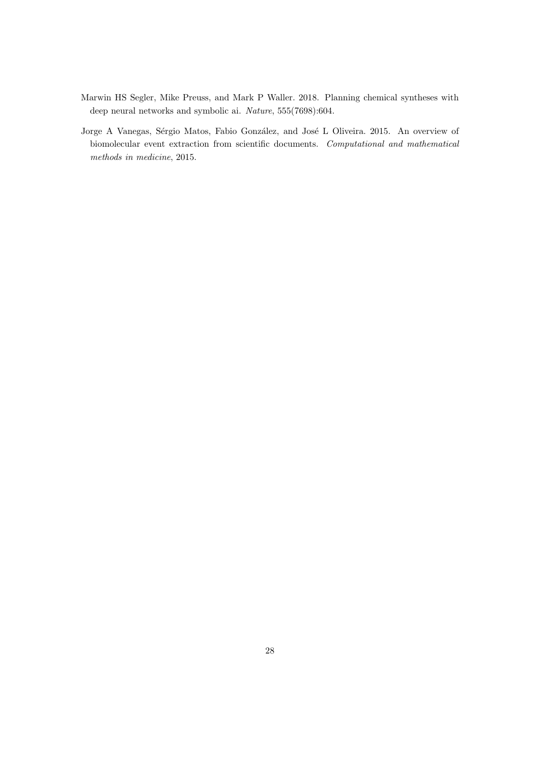Marwin HS Segler, Mike Preuss, and Mark P Waller. 2018. Planning chemical syntheses with deep neural networks and symbolic ai. *Nature*, 555(7698):604.

Jorge A Vanegas, Sérgio Matos, Fabio González, and José L Oliveira. 2015. An overview of biomolecular event extraction from scientific documents. *Computational and mathematical methods in medicine*, 2015.